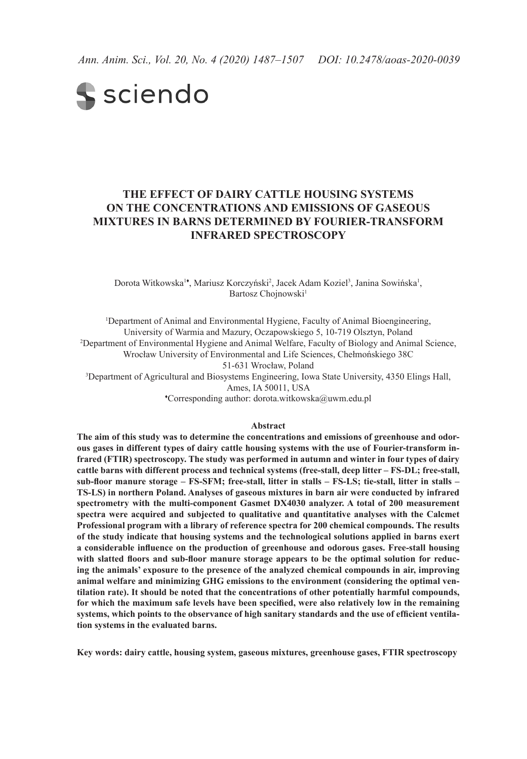# THE EFFECT OF DAIRY CATTLE HOUSING SYSTEMS ON THE CONCENTRATIONS AND EMISSIONS OF GASEOUS MIXTURES IN BARNS DETERMINED BY FOURIER-TRANSFORM INFRARED SPECTROSCOPY

Dorota Witkowska[1♦], Mariusz Korczyński[2], Jacek Adam Koziel[3], Janina Sowińska[1], Bartosz Chojnowski[1]

[1]Department of Animal and Environmental Hygiene, Faculty of Animal Bioengineering, University of Warmia and Mazury, Oczapowskiego 5, 10-719 Olsztyn, Poland

[2]Department of Environmental Hygiene and Animal Welfare, Faculty of Biology and Animal Science, Wrocław University of Environmental and Life Sciences, Chełmońskiego 38C 51-631 Wrocław, Poland

[3]Department of Agricultural and Biosystems Engineering, Iowa State University, 4350 Elings Hall, Ames, IA 50011, USA

[♦]Corresponding author: dorota.witkowska@uwm.edu.pl

## Abstract

**The aim of this study was to determine the concentrations and emissions of greenhouse and odorous gases in different types of dairy cattle housing systems with the use of Fourier-transform infrared (FTIR) spectroscopy. The study was performed in autumn and winter in four types of dairy cattle barns with different process and technical systems (free-stall, deep litter – FS-DL; free-stall, sub-floor manure storage – FS-SFM; free-stall, litter in stalls – FS-LS; tie-stall, litter in stalls – TS-LS) in northern Poland. Analyses of gaseous mixtures in barn air were conducted by infrared spectrometry with the multi-component Gasmet DX4030 analyzer. A total of 200 measurement spectra were acquired and subjected to qualitative and quantitative analyses with the Calcmet Professional program with a library of reference spectra for 200 chemical compounds. The results of the study indicate that housing systems and the technological solutions applied in barns exert a considerable influence on the production of greenhouse and odorous gases. Free-stall housing with slatted floors and sub-floor manure storage appears to be the optimal solution for reducing the animals' exposure to the presence of the analyzed chemical compounds in air, improving animal welfare and minimizing GHG emissions to the environment (considering the optimal ventilation rate). It should be noted that the concentrations of other potentially harmful compounds, for which the maximum safe levels have been specified, were also relatively low in the remaining systems, which points to the observance of high sanitary standards and the use of efficient ventilation systems in the evaluated barns.**

**Key words: dairy cattle, housing system, gaseous mixtures, greenhouse gases, FTIR spectroscopy**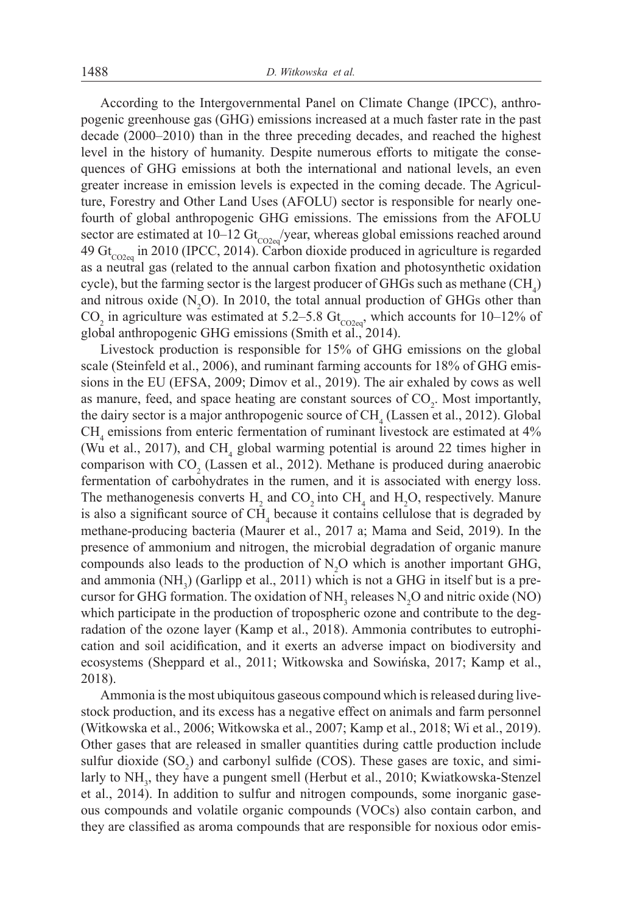According to the Intergovernmental Panel on Climate Change (IPCC), anthropogenic greenhouse gas (GHG) emissions increased at a much faster rate in the past decade (2000–2010) than in the three preceding decades, and reached the highest level in the history of humanity. Despite numerous efforts to mitigate the consequences of GHG emissions at both the international and national levels, an even greater increase in emission levels is expected in the coming decade. The Agriculture, Forestry and Other Land Uses (AFOLU) sector is responsible for nearly one-fourth of global anthropogenic GHG emissions. The emissions from the AFOLU sector are estimated at 10–12 $Gt_{CO2eq}$/year, whereas global emissions reached around 49 $Gt_{CO2eq}$ in 2010 (IPCC, 2014). Carbon dioxide produced in agriculture is regarded as a neutral gas (related to the annual carbon fixation and photosynthetic oxidation cycle), but the farming sector is the largest producer of GHGs such as methane ($CH_4$) and nitrous oxide ($N_2O$). In 2010, the total annual production of GHGs other than $CO_2$ in agriculture was estimated at 5.2–5.8 $Gt_{CO2eq}$, which accounts for 10–12% of global anthropogenic GHG emissions (Smith et al., 2014).

Livestock production is responsible for 15% of GHG emissions on the global scale (Steinfeld et al., 2006), and ruminant farming accounts for 18% of GHG emissions in the EU (EFSA, 2009; Dimov et al., 2019). The air exhaled by cows as well as manure, feed, and space heating are constant sources of $CO_2$. Most importantly, the dairy sector is a major anthropogenic source of $CH_4$ (Lassen et al., 2012). Global $CH_4$ emissions from enteric fermentation of ruminant livestock are estimated at 4% (Wu et al., 2017), and $CH_4$ global warming potential is around 22 times higher in comparison with $CO_2$ (Lassen et al., 2012). Methane is produced during anaerobic fermentation of carbohydrates in the rumen, and it is associated with energy loss. The methanogenesis converts $H_2$ and $CO_2$ into $CH_4$ and $H_2O$, respectively. Manure is also a significant source of $CH_4$ because it contains cellulose that is degraded by methane-producing bacteria (Maurer et al., 2017 a; Mama and Seid, 2019). In the presence of ammonium and nitrogen, the microbial degradation of organic manure compounds also leads to the production of $N_2O$ which is another important GHG, and ammonia ($NH_3$) (Garlipp et al., 2011) which is not a GHG in itself but is a precursor for GHG formation. The oxidation of $NH_3$ releases $N_2O$ and nitric oxide (NO) which participate in the production of tropospheric ozone and contribute to the degradation of the ozone layer (Kamp et al., 2018). Ammonia contributes to eutrophication and soil acidification, and it exerts an adverse impact on biodiversity and ecosystems (Sheppard et al., 2011; Witkowska and Sowińska, 2017; Kamp et al., 2018).

Ammonia is the most ubiquitous gaseous compound which is released during livestock production, and its excess has a negative effect on animals and farm personnel (Witkowska et al., 2006; Witkowska et al., 2007; Kamp et al., 2018; Wi et al., 2019). Other gases that are released in smaller quantities during cattle production include sulfur dioxide ($SO_2$) and carbonyl sulfide (COS). These gases are toxic, and similarly to $NH_3$, they have a pungent smell (Herbut et al., 2010; Kwiatkowska-Stenzel et al., 2014). In addition to sulfur and nitrogen compounds, some inorganic gaseous compounds and volatile organic compounds (VOCs) also contain carbon, and they are classified as aroma compounds that are responsible for noxious odor emis-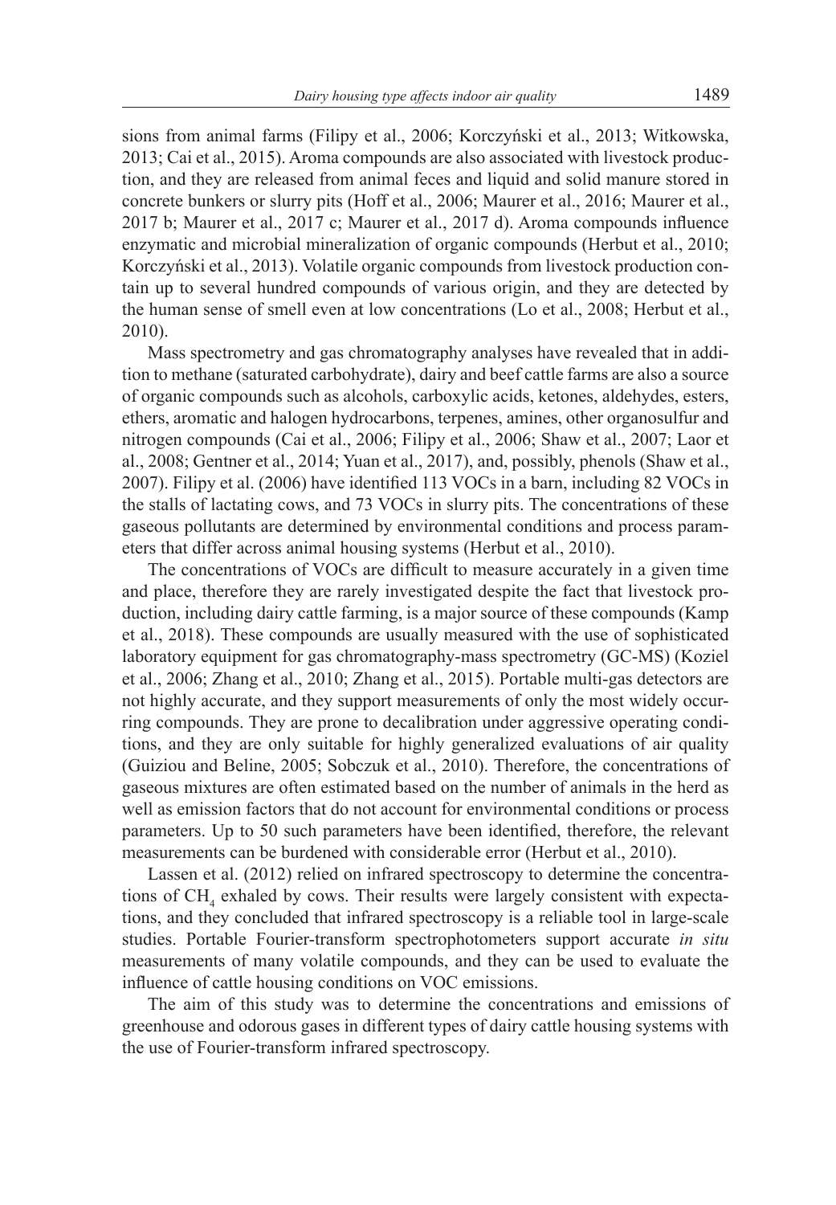sions from animal farms (Filipy et al., 2006; Korczyński et al., 2013; Witkowska, 2013; Cai et al., 2015). Aroma compounds are also associated with livestock production, and they are released from animal feces and liquid and solid manure stored in concrete bunkers or slurry pits (Hoff et al., 2006; Maurer et al., 2016; Maurer et al., 2017 b; Maurer et al., 2017 c; Maurer et al., 2017 d). Aroma compounds influence enzymatic and microbial mineralization of organic compounds (Herbut et al., 2010; Korczyński et al., 2013). Volatile organic compounds from livestock production contain up to several hundred compounds of various origin, and they are detected by the human sense of smell even at low concentrations (Lo et al., 2008; Herbut et al., 2010).

Mass spectrometry and gas chromatography analyses have revealed that in addition to methane (saturated carbohydrate), dairy and beef cattle farms are also a source of organic compounds such as alcohols, carboxylic acids, ketones, aldehydes, esters, ethers, aromatic and halogen hydrocarbons, terpenes, amines, other organosulfur and nitrogen compounds (Cai et al., 2006; Filipy et al., 2006; Shaw et al., 2007; Laor et al., 2008; Gentner et al., 2014; Yuan et al., 2017), and, possibly, phenols (Shaw et al., 2007). Filipy et al. (2006) have identified 113 VOCs in a barn, including 82 VOCs in the stalls of lactating cows, and 73 VOCs in slurry pits. The concentrations of these gaseous pollutants are determined by environmental conditions and process parameters that differ across animal housing systems (Herbut et al., 2010).

The concentrations of VOCs are difficult to measure accurately in a given time and place, therefore they are rarely investigated despite the fact that livestock production, including dairy cattle farming, is a major source of these compounds (Kamp et al., 2018). These compounds are usually measured with the use of sophisticated laboratory equipment for gas chromatography-mass spectrometry (GC-MS) (Koziel et al., 2006; Zhang et al., 2010; Zhang et al., 2015). Portable multi-gas detectors are not highly accurate, and they support measurements of only the most widely occurring compounds. They are prone to decalibration under aggressive operating conditions, and they are only suitable for highly generalized evaluations of air quality (Guiziou and Beline, 2005; Sobczuk et al., 2010). Therefore, the concentrations of gaseous mixtures are often estimated based on the number of animals in the herd as well as emission factors that do not account for environmental conditions or process parameters. Up to 50 such parameters have been identified, therefore, the relevant measurements can be burdened with considerable error (Herbut et al., 2010).

Lassen et al. (2012) relied on infrared spectroscopy to determine the concentrations of $CH_4$ exhaled by cows. Their results were largely consistent with expectations, and they concluded that infrared spectroscopy is a reliable tool in large-scale studies. Portable Fourier-transform spectrophotometers support accurate *in situ* measurements of many volatile compounds, and they can be used to evaluate the influence of cattle housing conditions on VOC emissions.

The aim of this study was to determine the concentrations and emissions of greenhouse and odorous gases in different types of dairy cattle housing systems with the use of Fourier-transform infrared spectroscopy.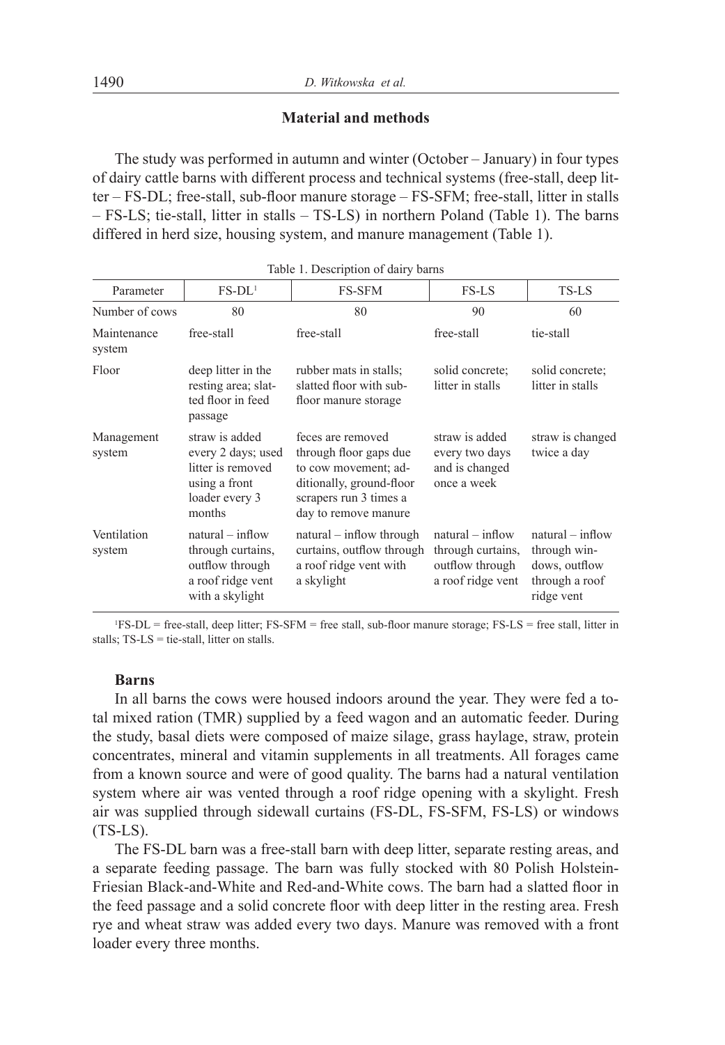## Material and methods

The study was performed in autumn and winter (October – January) in four types of dairy cattle barns with different process and technical systems (free-stall, deep litter – FS-DL; free-stall, sub-floor manure storage – FS-SFM; free-stall, litter in stalls – FS-LS; tie-stall, litter in stalls – TS-LS) in northern Poland (Table 1). The barns differed in herd size, housing system, and manure management (Table 1).

Table 1. Description of dairy barns

| Parameter | FS-DL[1] | FS-SFM | FS-LS | TS-LS |
|---|---|---|---|---|
| Number of cows | 80 | 80 | 90 | 60 |
| Maintenance system | free-stall | free-stall | free-stall | tie-stall |
| Floor | deep litter in the resting area; slatted floor in feed passage | rubber mats in stalls; slatted floor with sub-floor manure storage | solid concrete; litter in stalls | solid concrete; litter in stalls |
| Management system | straw is added every 2 days; used litter is removed using a front loader every 3 months | feces are removed through floor gaps due to cow movement; additionally, ground-floor scrapers run 3 times a day to remove manure | straw is added every two days and is changed once a week | straw is changed twice a day |
| Ventilation system | natural – inflow through curtains, outflow through a roof ridge vent with a skylight | natural – inflow through curtains, outflow through a roof ridge vent with a skylight | natural – inflow through curtains, outflow through a roof ridge vent | natural – inflow through windows, outflow through a roof ridge vent |

[1]FS-DL = free-stall, deep litter; FS-SFM = free stall, sub-floor manure storage; FS-LS = free stall, litter in stalls; TS-LS = tie-stall, litter on stalls.

### Barns

In all barns the cows were housed indoors around the year. They were fed a total mixed ration (TMR) supplied by a feed wagon and an automatic feeder. During the study, basal diets were composed of maize silage, grass haylage, straw, protein concentrates, mineral and vitamin supplements in all treatments. All forages came from a known source and were of good quality. The barns had a natural ventilation system where air was vented through a roof ridge opening with a skylight. Fresh air was supplied through sidewall curtains (FS-DL, FS-SFM, FS-LS) or windows (TS-LS).

The FS-DL barn was a free-stall barn with deep litter, separate resting areas, and a separate feeding passage. The barn was fully stocked with 80 Polish Holstein-Friesian Black-and-White and Red-and-White cows. The barn had a slatted floor in the feed passage and a solid concrete floor with deep litter in the resting area. Fresh rye and wheat straw was added every two days. Manure was removed with a front loader every three months.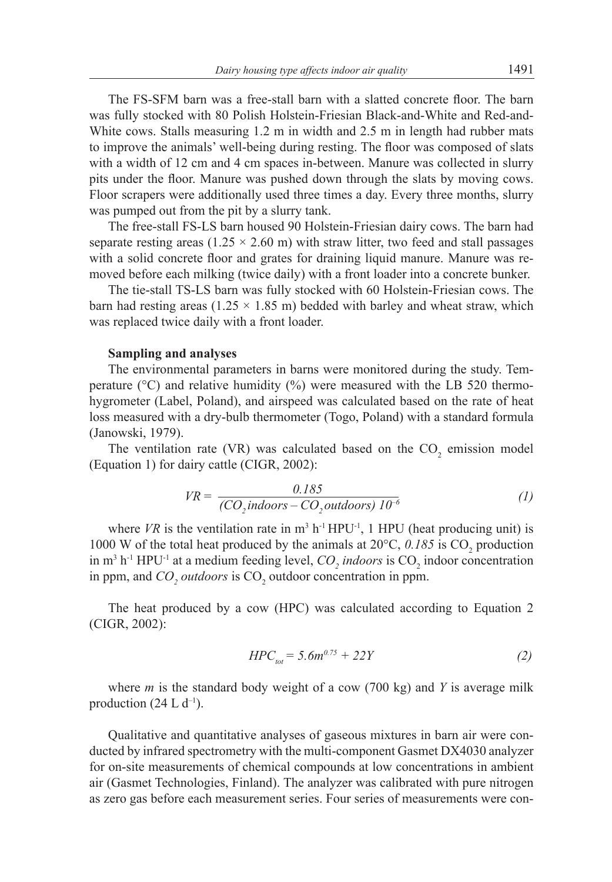The FS-SFM barn was a free-stall barn with a slatted concrete floor. The barn was fully stocked with 80 Polish Holstein-Friesian Black-and-White and Red-and-White cows. Stalls measuring 1.2 m in width and 2.5 m in length had rubber mats to improve the animals' well-being during resting. The floor was composed of slats with a width of 12 cm and 4 cm spaces in-between. Manure was collected in slurry pits under the floor. Manure was pushed down through the slats by moving cows. Floor scrapers were additionally used three times a day. Every three months, slurry was pumped out from the pit by a slurry tank.

The free-stall FS-LS barn housed 90 Holstein-Friesian dairy cows. The barn had separate resting areas (1.25 × 2.60 m) with straw litter, two feed and stall passages with a solid concrete floor and grates for draining liquid manure. Manure was removed before each milking (twice daily) with a front loader into a concrete bunker.

The tie-stall TS-LS barn was fully stocked with 60 Holstein-Friesian cows. The barn had resting areas (1.25 × 1.85 m) bedded with barley and wheat straw, which was replaced twice daily with a front loader.

**Sampling and analyses**

The environmental parameters in barns were monitored during the study. Temperature (°C) and relative humidity (%) were measured with the LB 520 thermohygrometer (Label, Poland), and airspeed was calculated based on the rate of heat loss measured with a dry-bulb thermometer (Togo, Poland) with a standard formula (Janowski, 1979).

The ventilation rate (VR) was calculated based on the $CO_2$ emission model (Equation 1) for dairy cattle (CIGR, 2002):

$$VR = \frac{0.185}{(CO_2\,indoors - CO_2\,outdoors)\,10^{-6}} \tag{1}$$

where $VR$ is the ventilation rate in $m^3\ h^{-1}\ HPU^{-1}$, 1 HPU (heat producing unit) is 1000 W of the total heat produced by the animals at 20°C, $0.185$ is $CO_2$ production in $m^3\ h^{-1}\ HPU^{-1}$ at a medium feeding level, $CO_2\ indoors$ is $CO_2$ indoor concentration in ppm, and $CO_2\ outdoors$ is $CO_2$ outdoor concentration in ppm.

The heat produced by a cow (HPC) was calculated according to Equation 2 (CIGR, 2002):

$$HPC_{tot} = 5.6m^{0.75} + 22Y \tag{2}$$

where $m$ is the standard body weight of a cow (700 kg) and $Y$ is average milk production (24 L $d^{-1}$).

Qualitative and quantitative analyses of gaseous mixtures in barn air were conducted by infrared spectrometry with the multi-component Gasmet DX4030 analyzer for on-site measurements of chemical compounds at low concentrations in ambient air (Gasmet Technologies, Finland). The analyzer was calibrated with pure nitrogen as zero gas before each measurement series. Four series of measurements were con-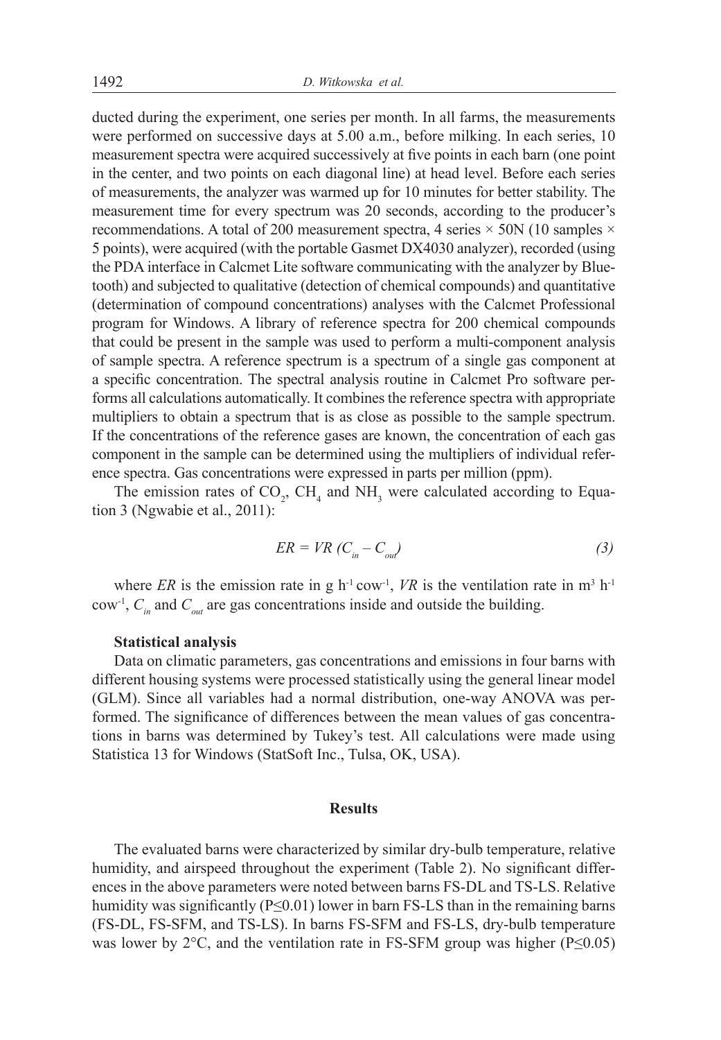ducted during the experiment, one series per month. In all farms, the measurements were performed on successive days at 5.00 a.m., before milking. In each series, 10 measurement spectra were acquired successively at five points in each barn (one point in the center, and two points on each diagonal line) at head level. Before each series of measurements, the analyzer was warmed up for 10 minutes for better stability. The measurement time for every spectrum was 20 seconds, according to the producer's recommendations. A total of 200 measurement spectra, 4 series × 50N (10 samples × 5 points), were acquired (with the portable Gasmet DX4030 analyzer), recorded (using the PDA interface in Calcmet Lite software communicating with the analyzer by Bluetooth) and subjected to qualitative (detection of chemical compounds) and quantitative (determination of compound concentrations) analyses with the Calcmet Professional program for Windows. A library of reference spectra for 200 chemical compounds that could be present in the sample was used to perform a multi-component analysis of sample spectra. A reference spectrum is a spectrum of a single gas component at a specific concentration. The spectral analysis routine in Calcmet Pro software performs all calculations automatically. It combines the reference spectra with appropriate multipliers to obtain a spectrum that is as close as possible to the sample spectrum. If the concentrations of the reference gases are known, the concentration of each gas component in the sample can be determined using the multipliers of individual reference spectra. Gas concentrations were expressed in parts per million (ppm).

The emission rates of $CO_2$, $CH_4$ and $NH_3$ were calculated according to Equation 3 (Ngwabie et al., 2011):

$$ER = VR\,(C_{in} - C_{out}) \tag{3}$$

where $ER$ is the emission rate in g h$^{-1}$ cow$^{-1}$, $VR$ is the ventilation rate in m$^3$ h$^{-1}$ cow$^{-1}$, $C_{in}$ and $C_{out}$ are gas concentrations inside and outside the building.

### Statistical analysis

Data on climatic parameters, gas concentrations and emissions in four barns with different housing systems were processed statistically using the general linear model (GLM). Since all variables had a normal distribution, one-way ANOVA was performed. The significance of differences between the mean values of gas concentrations in barns was determined by Tukey's test. All calculations were made using Statistica 13 for Windows (StatSoft Inc., Tulsa, OK, USA).

## Results

The evaluated barns were characterized by similar dry-bulb temperature, relative humidity, and airspeed throughout the experiment (Table 2). No significant differences in the above parameters were noted between barns FS-DL and TS-LS. Relative humidity was significantly ($P \leq 0.01$) lower in barn FS-LS than in the remaining barns (FS-DL, FS-SFM, and TS-LS). In barns FS-SFM and FS-LS, dry-bulb temperature was lower by 2°C, and the ventilation rate in FS-SFM group was higher ($P \leq 0.05$)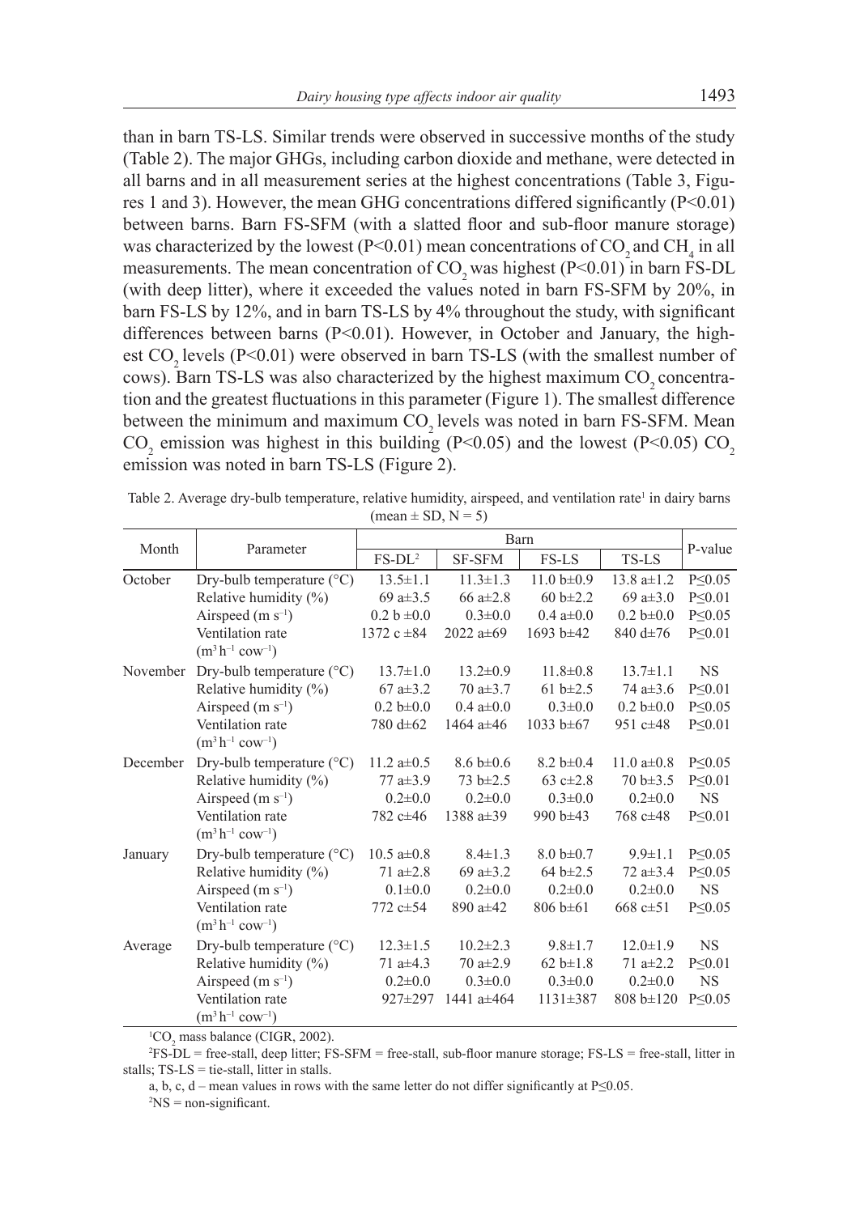than in barn TS-LS. Similar trends were observed in successive months of the study (Table 2). The major GHGs, including carbon dioxide and methane, were detected in all barns and in all measurement series at the highest concentrations (Table 3, Figures 1 and 3). However, the mean GHG concentrations differed significantly ($P<0.01$) between barns. Barn FS-SFM (with a slatted floor and sub-floor manure storage) was characterized by the lowest ($P<0.01$) mean concentrations of $CO_2$ and $CH_4$ in all measurements. The mean concentration of $CO_2$ was highest ($P<0.01$) in barn FS-DL (with deep litter), where it exceeded the values noted in barn FS-SFM by 20%, in barn FS-LS by 12%, and in barn TS-LS by 4% throughout the study, with significant differences between barns ($P<0.01$). However, in October and January, the highest $CO_2$ levels ($P<0.01$) were observed in barn TS-LS (with the smallest number of cows). Barn TS-LS was also characterized by the highest maximum $CO_2$ concentration and the greatest fluctuations in this parameter (Figure 1). The smallest difference between the minimum and maximum $CO_2$ levels was noted in barn FS-SFM. Mean $CO_2$ emission was highest in this building ($P<0.05$) and the lowest ($P<0.05$) $CO_2$ emission was noted in barn TS-LS (Figure 2).

Table 2. Average dry-bulb temperature, relative humidity, airspeed, and ventilation rate[1] in dairy barns (mean ± SD, N = 5)

| Month | Parameter | Barn | | | | P-value |
|---|---|---|---|---|---|---|
| | | FS-DL[2] | SF-SFM | FS-LS | TS-LS | |
| October | Dry-bulb temperature (°C) | 13.5±1.1 | 11.3±1.3 | 11.0 b±0.9 | 13.8 a±1.2 | P≤0.05 |
| | Relative humidity (%) | 69 a±3.5 | 66 a±2.8 | 60 b±2.2 | 69 a±3.0 | P≤0.01 |
| | Airspeed (m s$^{-1}$) | 0.2 b ±0.0 | 0.3±0.0 | 0.4 a±0.0 | 0.2 b±0.0 | P≤0.05 |
| | Ventilation rate (m$^3$ h$^{-1}$ cow$^{-1}$) | 1372 c ±84 | 2022 a±69 | 1693 b±42 | 840 d±76 | P≤0.01 |
| November | Dry-bulb temperature (°C) | 13.7±1.0 | 13.2±0.9 | 11.8±0.8 | 13.7±1.1 | NS |
| | Relative humidity (%) | 67 a±3.2 | 70 a±3.7 | 61 b±2.5 | 74 a±3.6 | P≤0.01 |
| | Airspeed (m s$^{-1}$) | 0.2 b±0.0 | 0.4 a±0.0 | 0.3±0.0 | 0.2 b±0.0 | P≤0.05 |
| | Ventilation rate (m$^3$ h$^{-1}$ cow$^{-1}$) | 780 d±62 | 1464 a±46 | 1033 b±67 | 951 c±48 | P≤0.01 |
| December | Dry-bulb temperature (°C) | 11.2 a±0.5 | 8.6 b±0.6 | 8.2 b±0.4 | 11.0 a±0.8 | P≤0.05 |
| | Relative humidity (%) | 77 a±3.9 | 73 b±2.5 | 63 c±2.8 | 70 b±3.5 | P≤0.01 |
| | Airspeed (m s$^{-1}$) | 0.2±0.0 | 0.2±0.0 | 0.3±0.0 | 0.2±0.0 | NS |
| | Ventilation rate (m$^3$ h$^{-1}$ cow$^{-1}$) | 782 c±46 | 1388 a±39 | 990 b±43 | 768 c±48 | P≤0.01 |
| January | Dry-bulb temperature (°C) | 10.5 a±0.8 | 8.4±1.3 | 8.0 b±0.7 | 9.9±1.1 | P≤0.05 |
| | Relative humidity (%) | 71 a±2.8 | 69 a±3.2 | 64 b±2.5 | 72 a±3.4 | P≤0.05 |
| | Airspeed (m s$^{-1}$) | 0.1±0.0 | 0.2±0.0 | 0.2±0.0 | 0.2±0.0 | NS |
| | Ventilation rate (m$^3$ h$^{-1}$ cow$^{-1}$) | 772 c±54 | 890 a±42 | 806 b±61 | 668 c±51 | P≤0.05 |
| Average | Dry-bulb temperature (°C) | 12.3±1.5 | 10.2±2.3 | 9.8±1.7 | 12.0±1.9 | NS |
| | Relative humidity (%) | 71 a±4.3 | 70 a±2.9 | 62 b±1.8 | 71 a±2.2 | P≤0.01 |
| | Airspeed (m s$^{-1}$) | 0.2±0.0 | 0.3±0.0 | 0.3±0.0 | 0.2±0.0 | NS |
| | Ventilation rate (m$^3$ h$^{-1}$ cow$^{-1}$) | 927±297 | 1441 a±464 | 1131±387 | 808 b±120 | P≤0.05 |

[1] $CO_2$ mass balance (CIGR, 2002).

[2] FS-DL = free-stall, deep litter; FS-SFM = free-stall, sub-floor manure storage; FS-LS = free-stall, litter in stalls; TS-LS = tie-stall, litter in stalls.

a, b, c, d – mean values in rows with the same letter do not differ significantly at P≤0.05.

[2] NS = non-significant.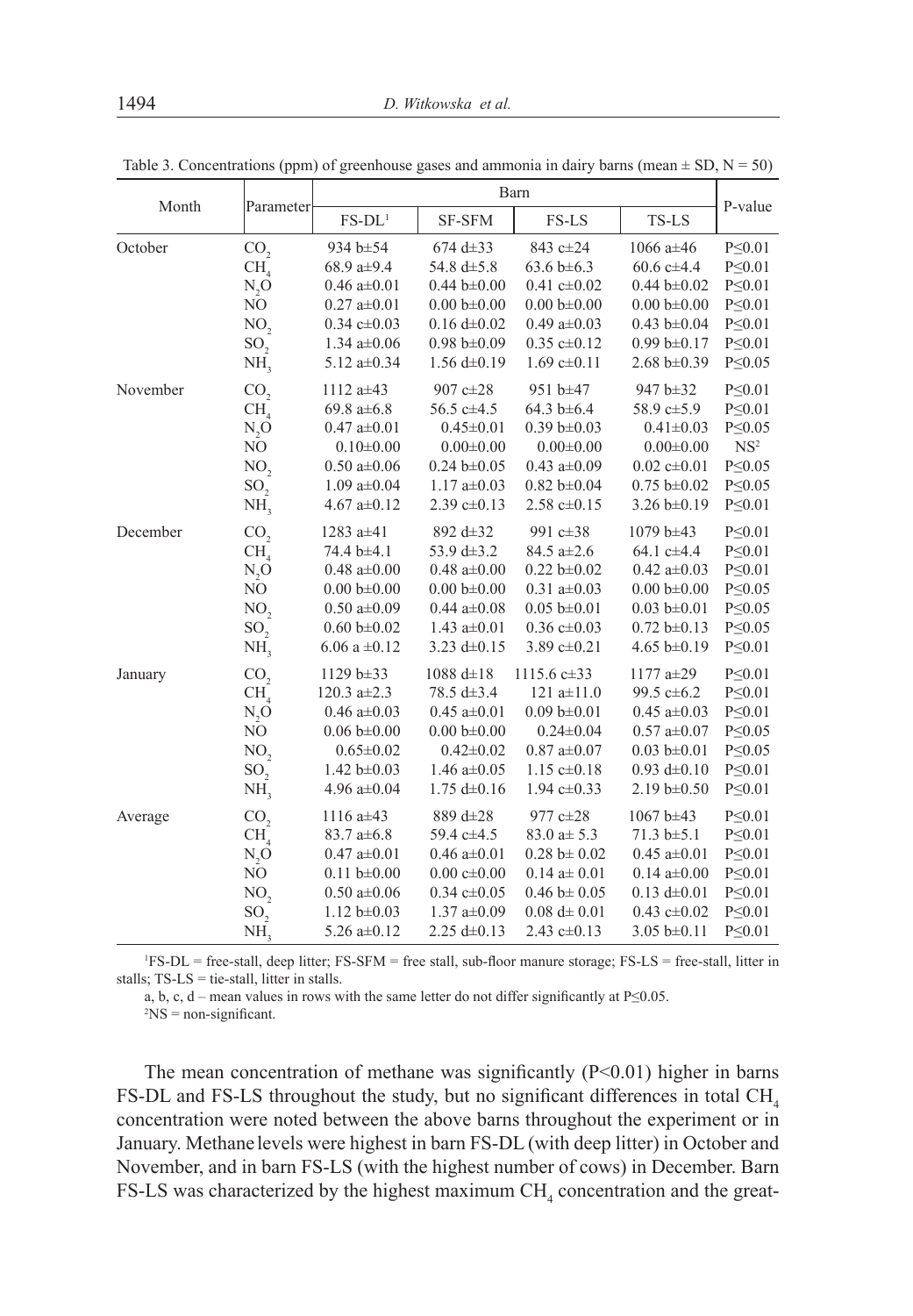Table 3. Concentrations (ppm) of greenhouse gases and ammonia in dairy barns (mean ± SD, N = 50)

| Month | Parameter | Barn | | | | P-value |
|---|---|---|---|---|---|---|
| | | FS-DL[1] | SF-SFM | FS-LS | TS-LS | |
| October | $CO_2$ | 934 b±54 | 674 d±33 | 843 c±24 | 1066 a±46 | P≤0.01 |
| | $CH_4$ | 68.9 a±9.4 | 54.8 d±5.8 | 63.6 b±6.3 | 60.6 c±4.4 | P≤0.01 |
| | $N_2O$ | 0.46 a±0.01 | 0.44 b±0.00 | 0.41 c±0.02 | 0.44 b±0.02 | P≤0.01 |
| | NO | 0.27 a±0.01 | 0.00 b±0.00 | 0.00 b±0.00 | 0.00 b±0.00 | P≤0.01 |
| | $NO_2$ | 0.34 c±0.03 | 0.16 d±0.02 | 0.49 a±0.03 | 0.43 b±0.04 | P≤0.01 |
| | $SO_2$ | 1.34 a±0.06 | 0.98 b±0.09 | 0.35 c±0.12 | 0.99 b±0.17 | P≤0.01 |
| | $NH_3$ | 5.12 a±0.34 | 1.56 d±0.19 | 1.69 c±0.11 | 2.68 b±0.39 | P≤0.05 |
| November | $CO_2$ | 1112 a±43 | 907 c±28 | 951 b±47 | 947 b±32 | P≤0.01 |
| | $CH_4$ | 69.8 a±6.8 | 56.5 c±4.5 | 64.3 b±6.4 | 58.9 c±5.9 | P≤0.01 |
| | $N_2O$ | 0.47 a±0.01 | 0.45±0.01 | 0.39 b±0.03 | 0.41±0.03 | P≤0.05 |
| | NO | 0.10±0.00 | 0.00±0.00 | 0.00±0.00 | 0.00±0.00 | NS[2] |
| | $NO_2$ | 0.50 a±0.06 | 0.24 b±0.05 | 0.43 a±0.09 | 0.02 c±0.01 | P≤0.05 |
| | $SO_2$ | 1.09 a±0.04 | 1.17 a±0.03 | 0.82 b±0.04 | 0.75 b±0.02 | P≤0.05 |
| | $NH_3$ | 4.67 a±0.12 | 2.39 c±0.13 | 2.58 c±0.15 | 3.26 b±0.19 | P≤0.01 |
| December | $CO_2$ | 1283 a±41 | 892 d±32 | 991 c±38 | 1079 b±43 | P≤0.01 |
| | $CH_4$ | 74.4 b±4.1 | 53.9 d±3.2 | 84.5 a±2.6 | 64.1 c±4.4 | P≤0.01 |
| | $N_2O$ | 0.48 a±0.00 | 0.48 a±0.00 | 0.22 b±0.02 | 0.42 a±0.03 | P≤0.01 |
| | NO | 0.00 b±0.00 | 0.00 b±0.00 | 0.31 a±0.03 | 0.00 b±0.00 | P≤0.05 |
| | $NO_2$ | 0.50 a±0.09 | 0.44 a±0.08 | 0.05 b±0.01 | 0.03 b±0.01 | P≤0.05 |
| | $SO_2$ | 0.60 b±0.02 | 1.43 a±0.01 | 0.36 c±0.03 | 0.72 b±0.13 | P≤0.05 |
| | $NH_3$ | 6.06 a ±0.12 | 3.23 d±0.15 | 3.89 c±0.21 | 4.65 b±0.19 | P≤0.01 |
| January | $CO_2$ | 1129 b±33 | 1088 d±18 | 1115.6 c±33 | 1177 a±29 | P≤0.01 |
| | $CH_4$ | 120.3 a±2.3 | 78.5 d±3.4 | 121 a±11.0 | 99.5 c±6.2 | P≤0.01 |
| | $N_2O$ | 0.46 a±0.03 | 0.45 a±0.01 | 0.09 b±0.01 | 0.45 a±0.03 | P≤0.01 |
| | NO | 0.06 b±0.00 | 0.00 b±0.00 | 0.24±0.04 | 0.57 a±0.07 | P≤0.05 |
| | $NO_2$ | 0.65±0.02 | 0.42±0.02 | 0.87 a±0.07 | 0.03 b±0.01 | P≤0.05 |
| | $SO_2$ | 1.42 b±0.03 | 1.46 a±0.05 | 1.15 c±0.18 | 0.93 d±0.10 | P≤0.01 |
| | $NH_3$ | 4.96 a±0.04 | 1.75 d±0.16 | 1.94 c±0.33 | 2.19 b±0.50 | P≤0.01 |
| Average | $CO_2$ | 1116 a±43 | 889 d±28 | 977 c±28 | 1067 b±43 | P≤0.01 |
| | $CH_4$ | 83.7 a±6.8 | 59.4 c±4.5 | 83.0 a± 5.3 | 71.3 b±5.1 | P≤0.01 |
| | $N_2O$ | 0.47 a±0.01 | 0.46 a±0.01 | 0.28 b± 0.02 | 0.45 a±0.01 | P≤0.01 |
| | NO | 0.11 b±0.00 | 0.00 c±0.00 | 0.14 a± 0.01 | 0.14 a±0.00 | P≤0.01 |
| | $NO_2$ | 0.50 a±0.06 | 0.34 c±0.05 | 0.46 b± 0.05 | 0.13 d±0.01 | P≤0.01 |
| | $SO_2$ | 1.12 b±0.03 | 1.37 a±0.09 | 0.08 d± 0.01 | 0.43 c±0.02 | P≤0.01 |
| | $NH_3$ | 5.26 a±0.12 | 2.25 d±0.13 | 2.43 c±0.13 | 3.05 b±0.11 | P≤0.01 |

[1]FS-DL = free-stall, deep litter; FS-SFM = free stall, sub-floor manure storage; FS-LS = free-stall, litter in stalls; TS-LS = tie-stall, litter in stalls.

a, b, c, d – mean values in rows with the same letter do not differ significantly at P≤0.05.

[2]NS = non-significant.

The mean concentration of methane was significantly (P<0.01) higher in barns FS-DL and FS-LS throughout the study, but no significant differences in total $CH_4$ concentration were noted between the above barns throughout the experiment or in January. Methane levels were highest in barn FS-DL (with deep litter) in October and November, and in barn FS-LS (with the highest number of cows) in December. Barn FS-LS was characterized by the highest maximum $CH_4$ concentration and the great-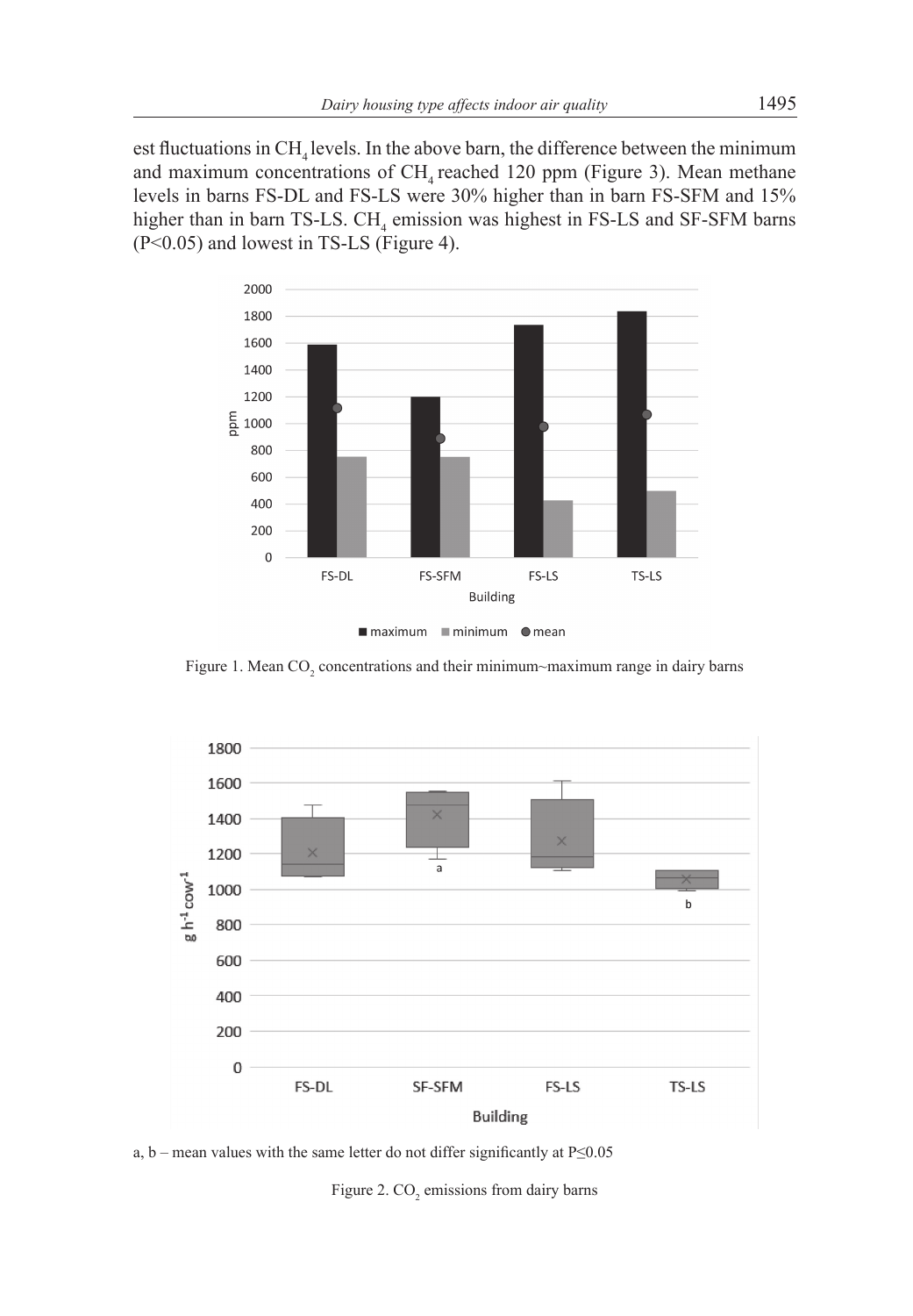est fluctuations in $CH_4$ levels. In the above barn, the difference between the minimum and maximum concentrations of $CH_4$ reached 120 ppm (Figure 3). Mean methane levels in barns FS-DL and FS-LS were 30% higher than in barn FS-SFM and 15% higher than in barn TS-LS. $CH_4$ emission was highest in FS-LS and SF-SFM barns ($P<0.05$) and lowest in TS-LS (Figure 4).

Figure 1. Mean $CO_2$ concentrations and their minimum~maximum range in dairy barns

a, b – mean values with the same letter do not differ significantly at $P \leq 0.05$

Figure 2. $CO_2$ emissions from dairy barns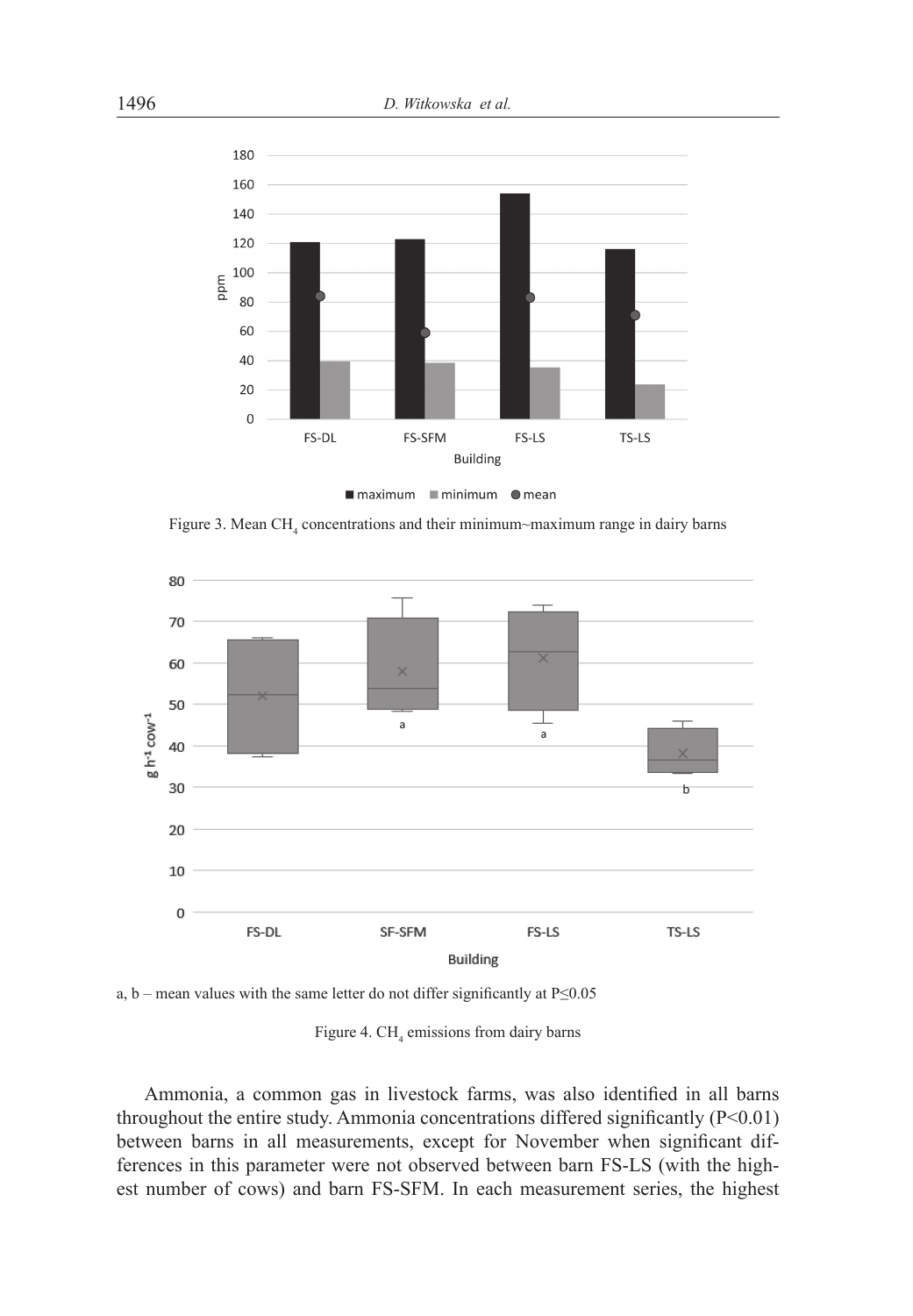Figure 3. Mean $CH_4$ concentrations and their minimum~maximum range in dairy barns

a, b – mean values with the same letter do not differ significantly at P≤0.05

Figure 4. $CH_4$ emissions from dairy barns

Ammonia, a common gas in livestock farms, was also identified in all barns throughout the entire study. Ammonia concentrations differed significantly ($P<0.01$) between barns in all measurements, except for November when significant differences in this parameter were not observed between barn FS-LS (with the highest number of cows) and barn FS-SFM. In each measurement series, the highest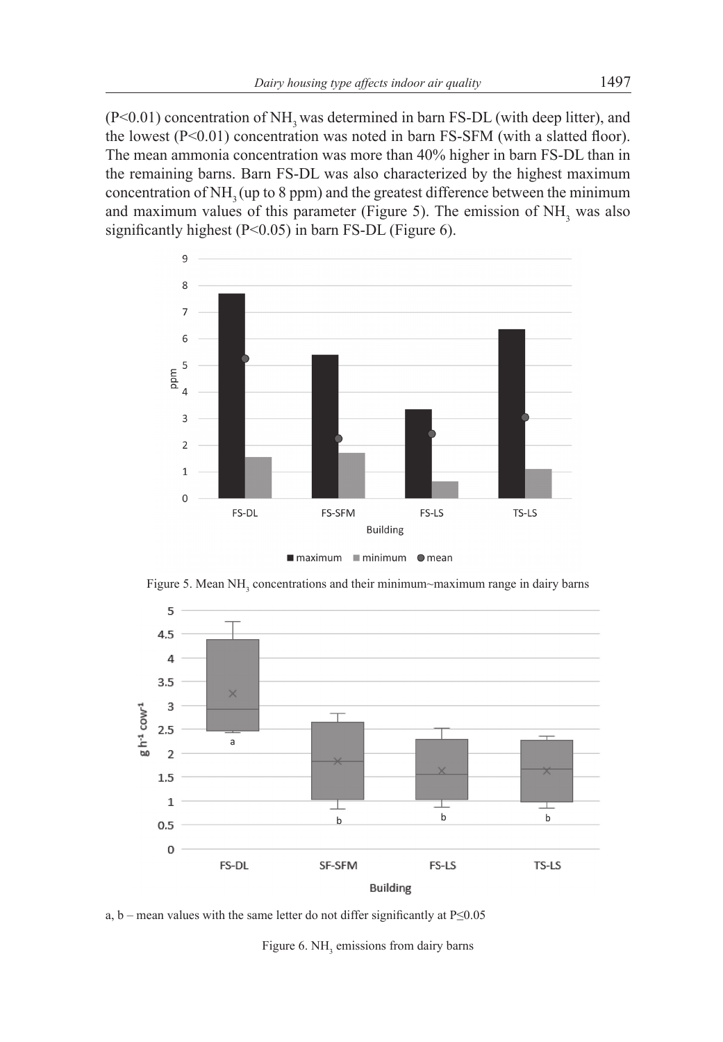(P<0.01) concentration of $NH_3$ was determined in barn FS-DL (with deep litter), and the lowest (P<0.01) concentration was noted in barn FS-SFM (with a slatted floor). The mean ammonia concentration was more than 40% higher in barn FS-DL than in the remaining barns. Barn FS-DL was also characterized by the highest maximum concentration of $NH_3$ (up to 8 ppm) and the greatest difference between the minimum and maximum values of this parameter (Figure 5). The emission of $NH_3$ was also significantly highest (P<0.05) in barn FS-DL (Figure 6).

Figure 5. Mean $NH_3$ concentrations and their minimum~maximum range in dairy barns

a, b – mean values with the same letter do not differ significantly at P≤0.05

Figure 6. $NH_3$ emissions from dairy barns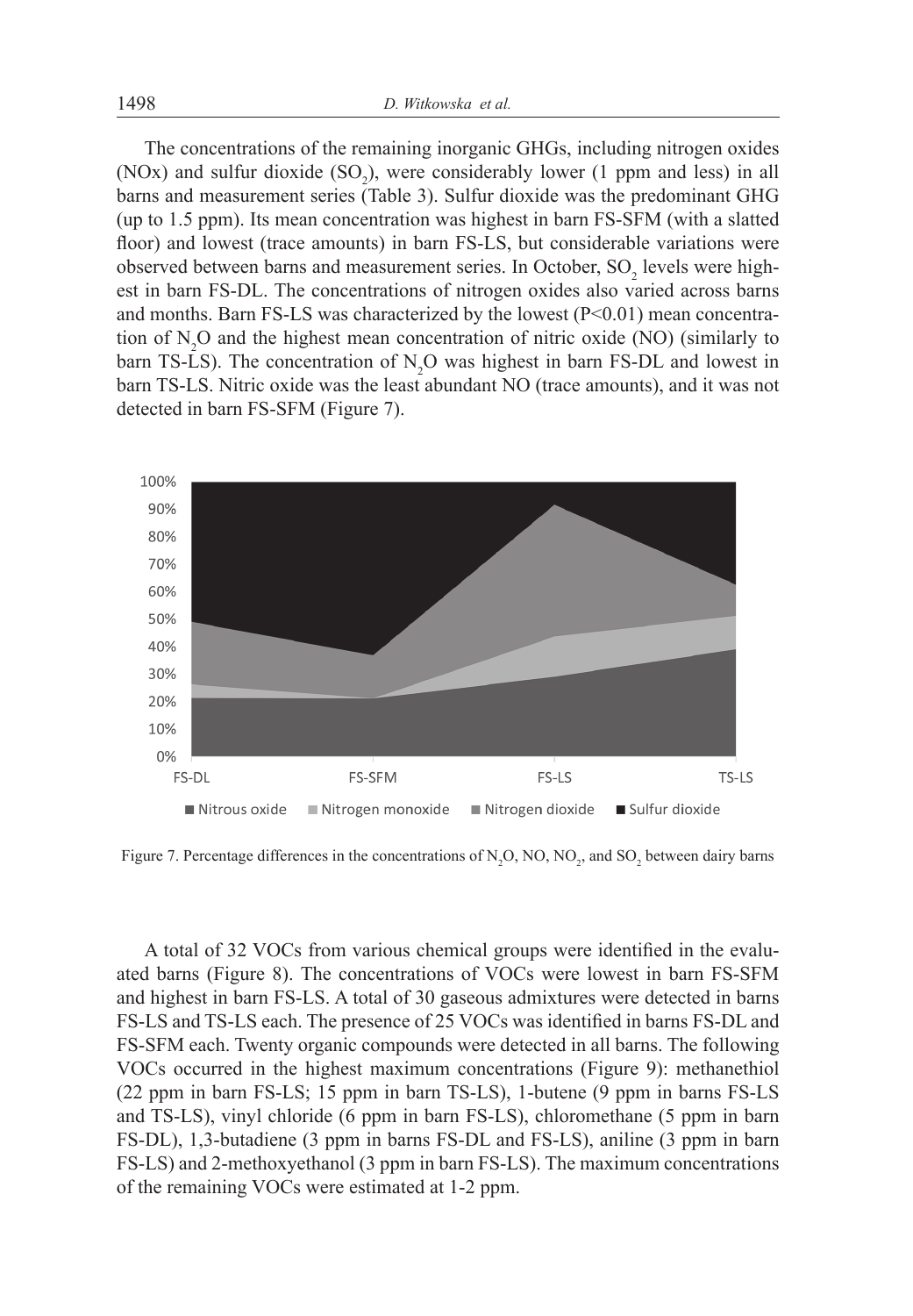The concentrations of the remaining inorganic GHGs, including nitrogen oxides (NOx) and sulfur dioxide ($SO_2$), were considerably lower (1 ppm and less) in all barns and measurement series (Table 3). Sulfur dioxide was the predominant GHG (up to 1.5 ppm). Its mean concentration was highest in barn FS-SFM (with a slatted floor) and lowest (trace amounts) in barn FS-LS, but considerable variations were observed between barns and measurement series. In October, $SO_2$ levels were highest in barn FS-DL. The concentrations of nitrogen oxides also varied across barns and months. Barn FS-LS was characterized by the lowest ($P<0.01$) mean concentration of $N_2O$ and the highest mean concentration of nitric oxide (NO) (similarly to barn TS-LS). The concentration of $N_2O$ was highest in barn FS-DL and lowest in barn TS-LS. Nitric oxide was the least abundant NO (trace amounts), and it was not detected in barn FS-SFM (Figure 7).

Figure 7. Percentage differences in the concentrations of $N_2O$, NO, $NO_2$, and $SO_2$ between dairy barns

A total of 32 VOCs from various chemical groups were identified in the evaluated barns (Figure 8). The concentrations of VOCs were lowest in barn FS-SFM and highest in barn FS-LS. A total of 30 gaseous admixtures were detected in barns FS-LS and TS-LS each. The presence of 25 VOCs was identified in barns FS-DL and FS-SFM each. Twenty organic compounds were detected in all barns. The following VOCs occurred in the highest maximum concentrations (Figure 9): methanethiol (22 ppm in barn FS-LS; 15 ppm in barn TS-LS), 1-butene (9 ppm in barns FS-LS and TS-LS), vinyl chloride (6 ppm in barn FS-LS), chloromethane (5 ppm in barn FS-DL), 1,3-butadiene (3 ppm in barns FS-DL and FS-LS), aniline (3 ppm in barn FS-LS) and 2-methoxyethanol (3 ppm in barn FS-LS). The maximum concentrations of the remaining VOCs were estimated at 1-2 ppm.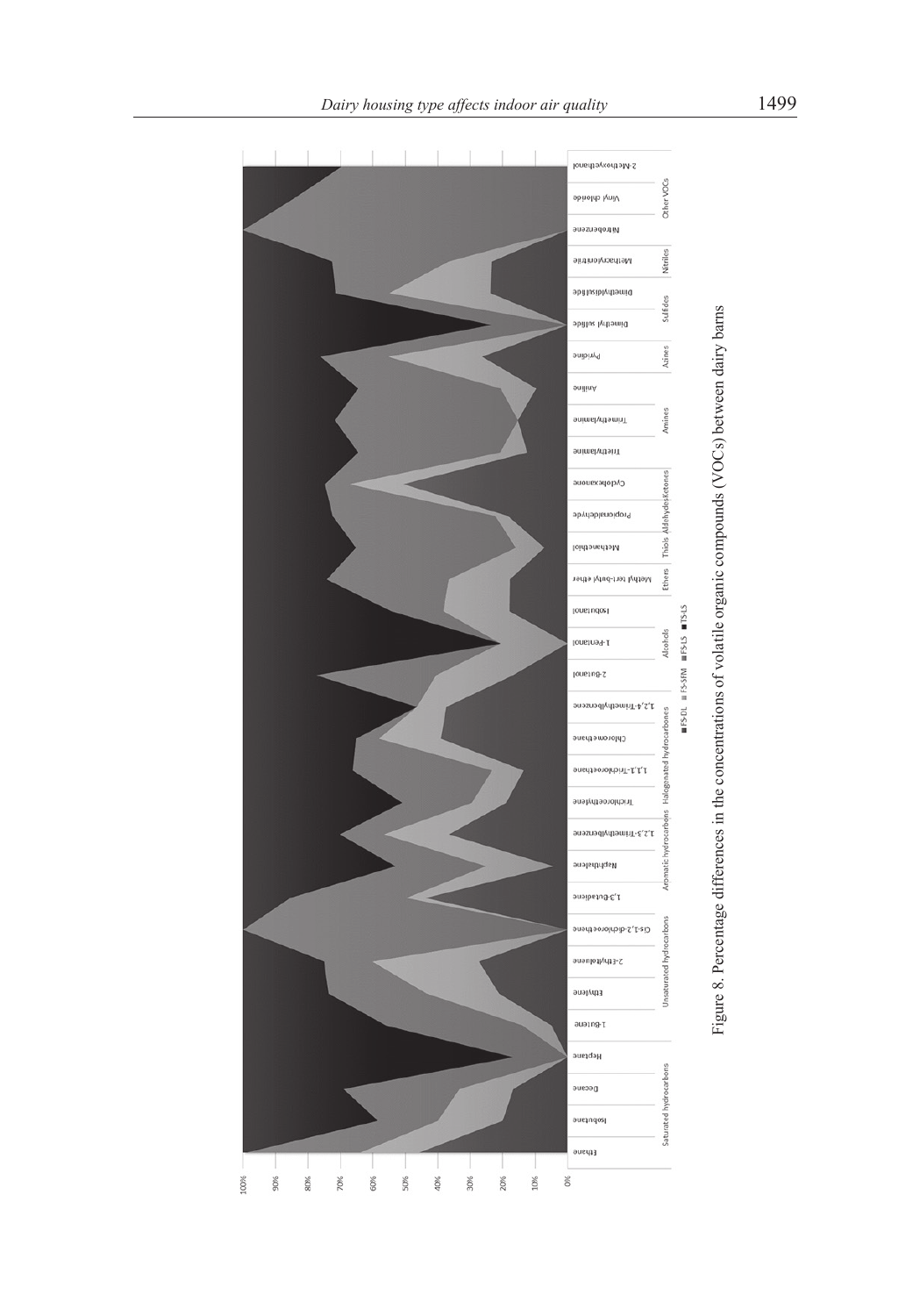Figure 8. Percentage differences in the concentrations of volatile organic compounds (VOCs) between dairy barns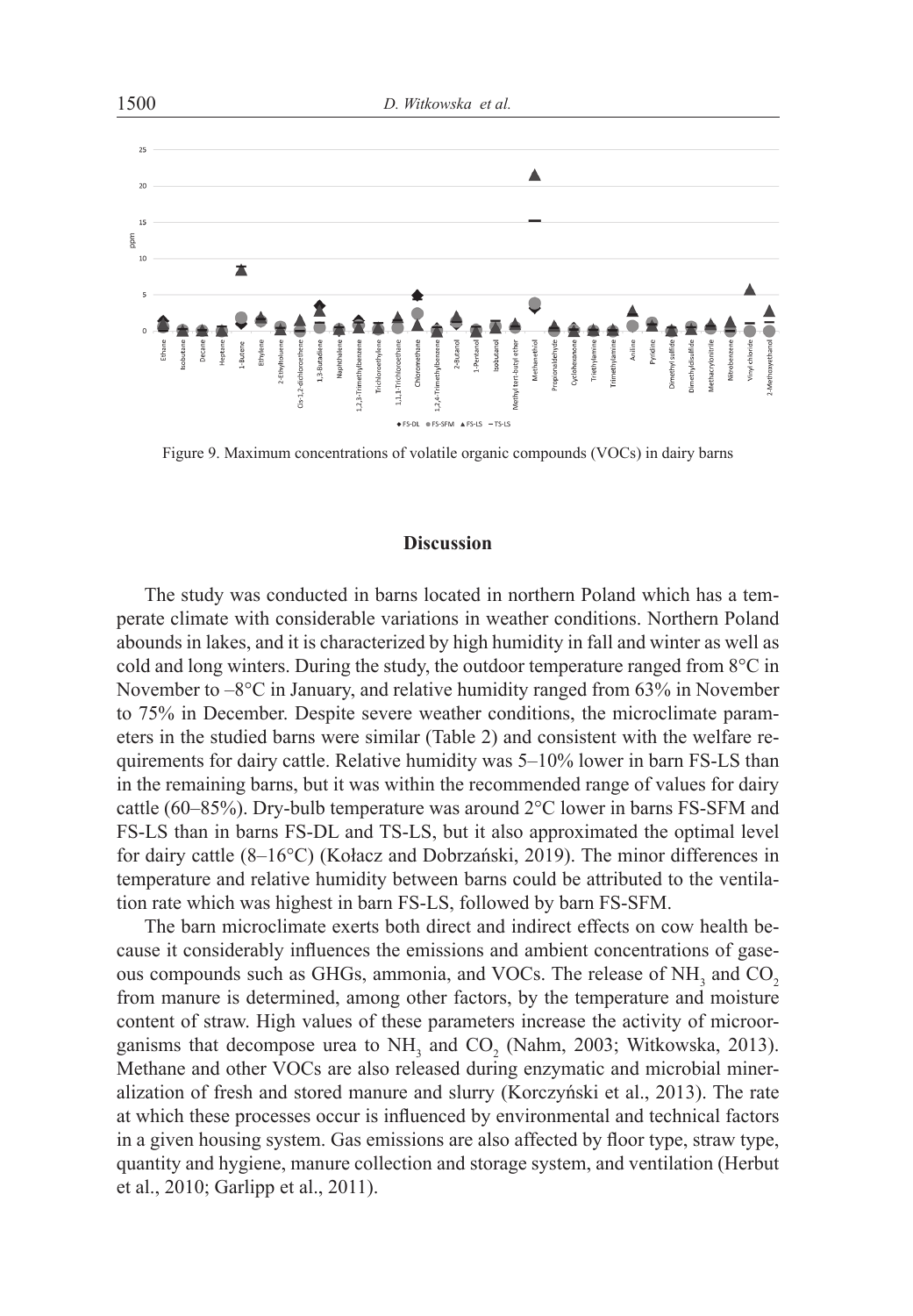Figure 9. Maximum concentrations of volatile organic compounds (VOCs) in dairy barns

## Discussion

The study was conducted in barns located in northern Poland which has a temperate climate with considerable variations in weather conditions. Northern Poland abounds in lakes, and it is characterized by high humidity in fall and winter as well as cold and long winters. During the study, the outdoor temperature ranged from 8°C in November to –8°C in January, and relative humidity ranged from 63% in November to 75% in December. Despite severe weather conditions, the microclimate parameters in the studied barns were similar (Table 2) and consistent with the welfare requirements for dairy cattle. Relative humidity was 5–10% lower in barn FS-LS than in the remaining barns, but it was within the recommended range of values for dairy cattle (60–85%). Dry-bulb temperature was around 2°C lower in barns FS-SFM and FS-LS than in barns FS-DL and TS-LS, but it also approximated the optimal level for dairy cattle (8–16°C) (Kołacz and Dobrzański, 2019). The minor differences in temperature and relative humidity between barns could be attributed to the ventilation rate which was highest in barn FS-LS, followed by barn FS-SFM.

The barn microclimate exerts both direct and indirect effects on cow health because it considerably influences the emissions and ambient concentrations of gaseous compounds such as GHGs, ammonia, and VOCs. The release of $NH_3$ and $CO_2$ from manure is determined, among other factors, by the temperature and moisture content of straw. High values of these parameters increase the activity of microorganisms that decompose urea to $NH_3$ and $CO_2$ (Nahm, 2003; Witkowska, 2013). Methane and other VOCs are also released during enzymatic and microbial mineralization of fresh and stored manure and slurry (Korczyński et al., 2013). The rate at which these processes occur is influenced by environmental and technical factors in a given housing system. Gas emissions are also affected by floor type, straw type, quantity and hygiene, manure collection and storage system, and ventilation (Herbut et al., 2010; Garlipp et al., 2011).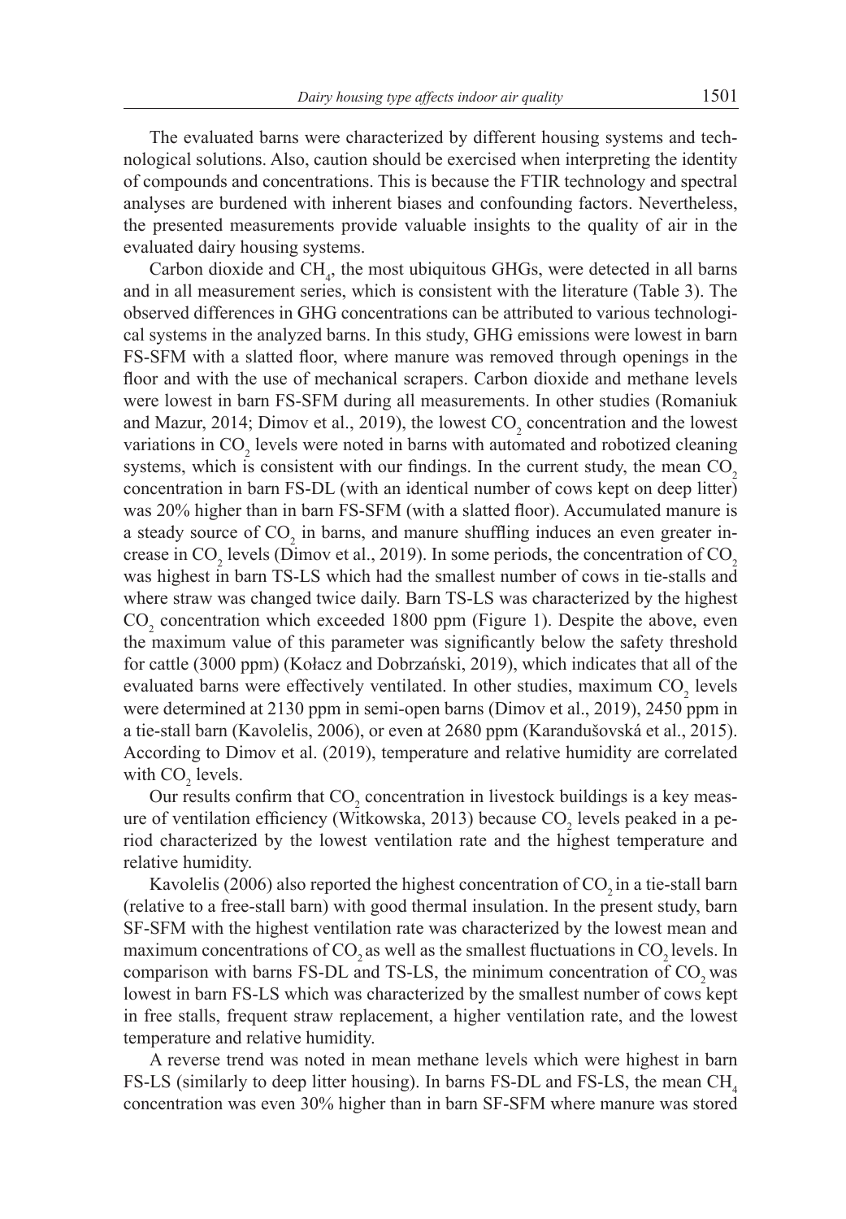The evaluated barns were characterized by different housing systems and technological solutions. Also, caution should be exercised when interpreting the identity of compounds and concentrations. This is because the FTIR technology and spectral analyses are burdened with inherent biases and confounding factors. Nevertheless, the presented measurements provide valuable insights to the quality of air in the evaluated dairy housing systems.

Carbon dioxide and $CH_4$, the most ubiquitous GHGs, were detected in all barns and in all measurement series, which is consistent with the literature (Table 3). The observed differences in GHG concentrations can be attributed to various technological systems in the analyzed barns. In this study, GHG emissions were lowest in barn FS-SFM with a slatted floor, where manure was removed through openings in the floor and with the use of mechanical scrapers. Carbon dioxide and methane levels were lowest in barn FS-SFM during all measurements. In other studies (Romaniuk and Mazur, 2014; Dimov et al., 2019), the lowest $CO_2$ concentration and the lowest variations in $CO_2$ levels were noted in barns with automated and robotized cleaning systems, which is consistent with our findings. In the current study, the mean $CO_2$ concentration in barn FS-DL (with an identical number of cows kept on deep litter) was 20% higher than in barn FS-SFM (with a slatted floor). Accumulated manure is a steady source of $CO_2$ in barns, and manure shuffling induces an even greater increase in $CO_2$ levels (Dimov et al., 2019). In some periods, the concentration of $CO_2$ was highest in barn TS-LS which had the smallest number of cows in tie-stalls and where straw was changed twice daily. Barn TS-LS was characterized by the highest $CO_2$ concentration which exceeded 1800 ppm (Figure 1). Despite the above, even the maximum value of this parameter was significantly below the safety threshold for cattle (3000 ppm) (Kołacz and Dobrzański, 2019), which indicates that all of the evaluated barns were effectively ventilated. In other studies, maximum $CO_2$ levels were determined at 2130 ppm in semi-open barns (Dimov et al., 2019), 2450 ppm in a tie-stall barn (Kavolelis, 2006), or even at 2680 ppm (Karandušovská et al., 2015). According to Dimov et al. (2019), temperature and relative humidity are correlated with $CO_2$ levels.

Our results confirm that $CO_2$ concentration in livestock buildings is a key measure of ventilation efficiency (Witkowska, 2013) because $CO_2$ levels peaked in a period characterized by the lowest ventilation rate and the highest temperature and relative humidity.

Kavolelis (2006) also reported the highest concentration of $CO_2$ in a tie-stall barn (relative to a free-stall barn) with good thermal insulation. In the present study, barn SF-SFM with the highest ventilation rate was characterized by the lowest mean and maximum concentrations of $CO_2$ as well as the smallest fluctuations in $CO_2$ levels. In comparison with barns FS-DL and TS-LS, the minimum concentration of $CO_2$ was lowest in barn FS-LS which was characterized by the smallest number of cows kept in free stalls, frequent straw replacement, a higher ventilation rate, and the lowest temperature and relative humidity.

A reverse trend was noted in mean methane levels which were highest in barn FS-LS (similarly to deep litter housing). In barns FS-DL and FS-LS, the mean $CH_4$ concentration was even 30% higher than in barn SF-SFM where manure was stored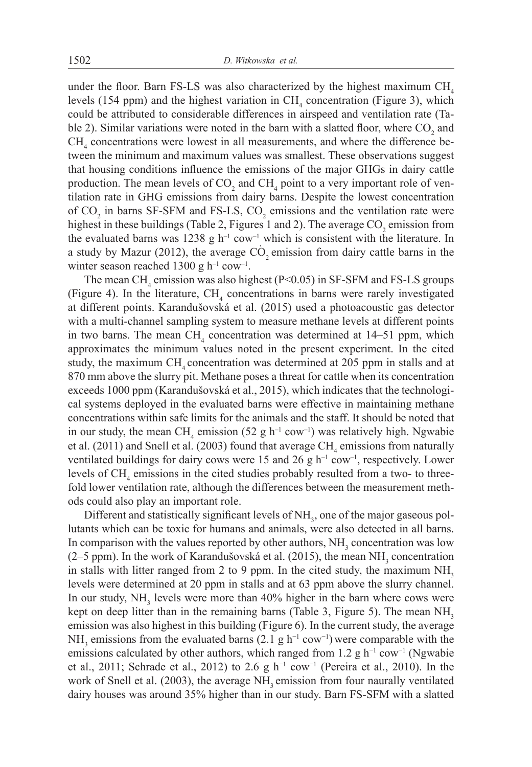under the floor. Barn FS-LS was also characterized by the highest maximum $CH_4$ levels (154 ppm) and the highest variation in $CH_4$ concentration (Figure 3), which could be attributed to considerable differences in airspeed and ventilation rate (Table 2). Similar variations were noted in the barn with a slatted floor, where $CO_2$ and $CH_4$ concentrations were lowest in all measurements, and where the difference between the minimum and maximum values was smallest. These observations suggest that housing conditions influence the emissions of the major GHGs in dairy cattle production. The mean levels of $CO_2$ and $CH_4$ point to a very important role of ventilation rate in GHG emissions from dairy barns. Despite the lowest concentration of $CO_2$ in barns SF-SFM and FS-LS, $CO_2$ emissions and the ventilation rate were highest in these buildings (Table 2, Figures 1 and 2). The average $CO_2$ emission from the evaluated barns was 1238 g $h^{-1}$ $cow^{-1}$ which is consistent with the literature. In a study by Mazur (2012), the average $CO_2$ emission from dairy cattle barns in the winter season reached 1300 g $h^{-1}$ $cow^{-1}$.

The mean $CH_4$ emission was also highest ($P<0.05$) in SF-SFM and FS-LS groups (Figure 4). In the literature, $CH_4$ concentrations in barns were rarely investigated at different points. Karandušovská et al. (2015) used a photoacoustic gas detector with a multi-channel sampling system to measure methane levels at different points in two barns. The mean $CH_4$ concentration was determined at 14–51 ppm, which approximates the minimum values noted in the present experiment. In the cited study, the maximum $CH_4$ concentration was determined at 205 ppm in stalls and at 870 mm above the slurry pit. Methane poses a threat for cattle when its concentration exceeds 1000 ppm (Karandušovská et al., 2015), which indicates that the technological systems deployed in the evaluated barns were effective in maintaining methane concentrations within safe limits for the animals and the staff. It should be noted that in our study, the mean $CH_4$ emission (52 g $h^{-1}$ $cow^{-1}$) was relatively high. Ngwabie et al. (2011) and Snell et al. (2003) found that average $CH_4$ emissions from naturally ventilated buildings for dairy cows were 15 and 26 g $h^{-1}$ $cow^{-1}$, respectively. Lower levels of $CH_4$ emissions in the cited studies probably resulted from a two- to three-fold lower ventilation rate, although the differences between the measurement methods could also play an important role.

Different and statistically significant levels of $NH_3$, one of the major gaseous pollutants which can be toxic for humans and animals, were also detected in all barns. In comparison with the values reported by other authors, $NH_3$ concentration was low (2–5 ppm). In the work of Karandušovská et al. (2015), the mean $NH_3$ concentration in stalls with litter ranged from 2 to 9 ppm. In the cited study, the maximum $NH_3$ levels were determined at 20 ppm in stalls and at 63 ppm above the slurry channel. In our study, $NH_3$ levels were more than 40% higher in the barn where cows were kept on deep litter than in the remaining barns (Table 3, Figure 5). The mean $NH_3$ emission was also highest in this building (Figure 6). In the current study, the average $NH_3$ emissions from the evaluated barns (2.1 g $h^{-1}$ $cow^{-1}$) were comparable with the emissions calculated by other authors, which ranged from 1.2 g $h^{-1}$ $cow^{-1}$ (Ngwabie et al., 2011; Schrade et al., 2012) to 2.6 g $h^{-1}$ $cow^{-1}$ (Pereira et al., 2010). In the work of Snell et al. (2003), the average $NH_3$ emission from four naurally ventilated dairy houses was around 35% higher than in our study. Barn FS-SFM with a slatted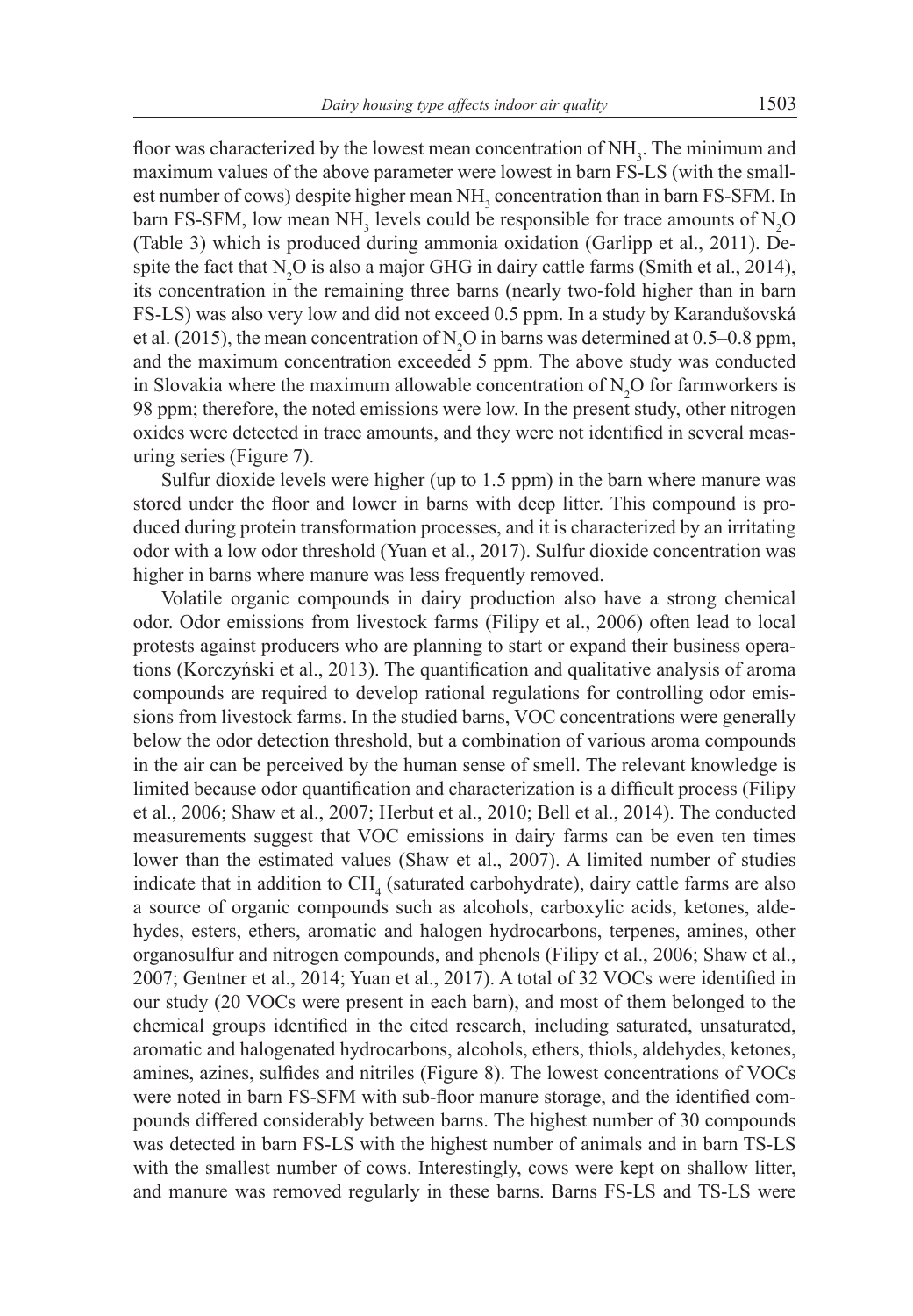floor was characterized by the lowest mean concentration of $NH_3$. The minimum and maximum values of the above parameter were lowest in barn FS-LS (with the smallest number of cows) despite higher mean $NH_3$ concentration than in barn FS-SFM. In barn FS-SFM, low mean $NH_3$ levels could be responsible for trace amounts of $N_2O$ (Table 3) which is produced during ammonia oxidation (Garlipp et al., 2011). Despite the fact that $N_2O$ is also a major GHG in dairy cattle farms (Smith et al., 2014), its concentration in the remaining three barns (nearly two-fold higher than in barn FS-LS) was also very low and did not exceed 0.5 ppm. In a study by Karandušovská et al. (2015), the mean concentration of $N_2O$ in barns was determined at 0.5–0.8 ppm, and the maximum concentration exceeded 5 ppm. The above study was conducted in Slovakia where the maximum allowable concentration of $N_2O$ for farmworkers is 98 ppm; therefore, the noted emissions were low. In the present study, other nitrogen oxides were detected in trace amounts, and they were not identified in several measuring series (Figure 7).

Sulfur dioxide levels were higher (up to 1.5 ppm) in the barn where manure was stored under the floor and lower in barns with deep litter. This compound is produced during protein transformation processes, and it is characterized by an irritating odor with a low odor threshold (Yuan et al., 2017). Sulfur dioxide concentration was higher in barns where manure was less frequently removed.

Volatile organic compounds in dairy production also have a strong chemical odor. Odor emissions from livestock farms (Filipy et al., 2006) often lead to local protests against producers who are planning to start or expand their business operations (Korczyński et al., 2013). The quantification and qualitative analysis of aroma compounds are required to develop rational regulations for controlling odor emissions from livestock farms. In the studied barns, VOC concentrations were generally below the odor detection threshold, but a combination of various aroma compounds in the air can be perceived by the human sense of smell. The relevant knowledge is limited because odor quantification and characterization is a difficult process (Filipy et al., 2006; Shaw et al., 2007; Herbut et al., 2010; Bell et al., 2014). The conducted measurements suggest that VOC emissions in dairy farms can be even ten times lower than the estimated values (Shaw et al., 2007). A limited number of studies indicate that in addition to $CH_4$ (saturated carbohydrate), dairy cattle farms are also a source of organic compounds such as alcohols, carboxylic acids, ketones, aldehydes, esters, ethers, aromatic and halogen hydrocarbons, terpenes, amines, other organosulfur and nitrogen compounds, and phenols (Filipy et al., 2006; Shaw et al., 2007; Gentner et al., 2014; Yuan et al., 2017). A total of 32 VOCs were identified in our study (20 VOCs were present in each barn), and most of them belonged to the chemical groups identified in the cited research, including saturated, unsaturated, aromatic and halogenated hydrocarbons, alcohols, ethers, thiols, aldehydes, ketones, amines, azines, sulfides and nitriles (Figure 8). The lowest concentrations of VOCs were noted in barn FS-SFM with sub-floor manure storage, and the identified compounds differed considerably between barns. The highest number of 30 compounds was detected in barn FS-LS with the highest number of animals and in barn TS-LS with the smallest number of cows. Interestingly, cows were kept on shallow litter, and manure was removed regularly in these barns. Barns FS-LS and TS-LS were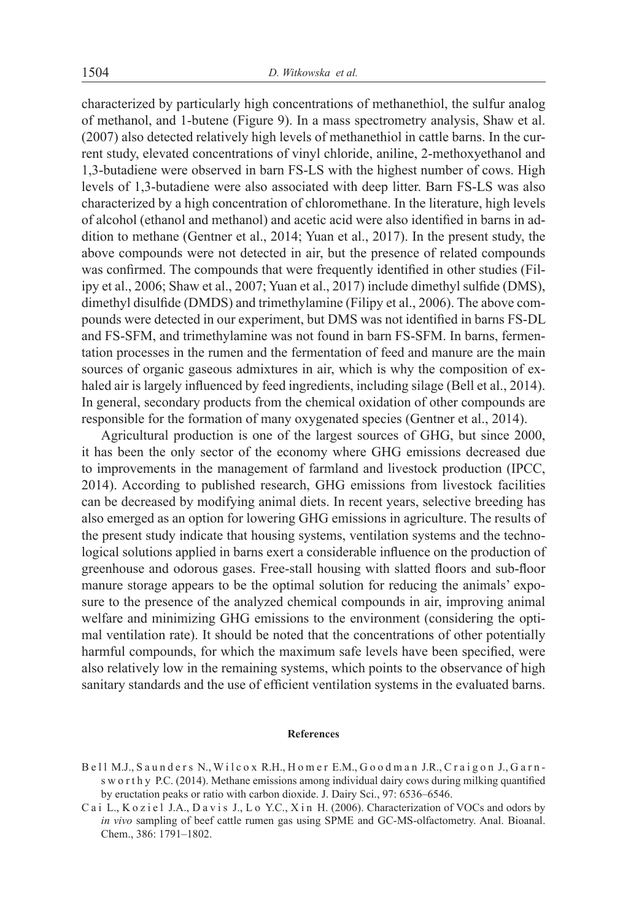characterized by particularly high concentrations of methanethiol, the sulfur analog of methanol, and 1-butene (Figure 9). In a mass spectrometry analysis, Shaw et al. (2007) also detected relatively high levels of methanethiol in cattle barns. In the current study, elevated concentrations of vinyl chloride, aniline, 2-methoxyethanol and 1,3-butadiene were observed in barn FS-LS with the highest number of cows. High levels of 1,3-butadiene were also associated with deep litter. Barn FS-LS was also characterized by a high concentration of chloromethane. In the literature, high levels of alcohol (ethanol and methanol) and acetic acid were also identified in barns in addition to methane (Gentner et al., 2014; Yuan et al., 2017). In the present study, the above compounds were not detected in air, but the presence of related compounds was confirmed. The compounds that were frequently identified in other studies (Filipy et al., 2006; Shaw et al., 2007; Yuan et al., 2017) include dimethyl sulfide (DMS), dimethyl disulfide (DMDS) and trimethylamine (Filipy et al., 2006). The above compounds were detected in our experiment, but DMS was not identified in barns FS-DL and FS-SFM, and trimethylamine was not found in barn FS-SFM. In barns, fermentation processes in the rumen and the fermentation of feed and manure are the main sources of organic gaseous admixtures in air, which is why the composition of exhaled air is largely influenced by feed ingredients, including silage (Bell et al., 2014). In general, secondary products from the chemical oxidation of other compounds are responsible for the formation of many oxygenated species (Gentner et al., 2014).

Agricultural production is one of the largest sources of GHG, but since 2000, it has been the only sector of the economy where GHG emissions decreased due to improvements in the management of farmland and livestock production (IPCC, 2014). According to published research, GHG emissions from livestock facilities can be decreased by modifying animal diets. In recent years, selective breeding has also emerged as an option for lowering GHG emissions in agriculture. The results of the present study indicate that housing systems, ventilation systems and the technological solutions applied in barns exert a considerable influence on the production of greenhouse and odorous gases. Free-stall housing with slatted floors and sub-floor manure storage appears to be the optimal solution for reducing the animals' exposure to the presence of the analyzed chemical compounds in air, improving animal welfare and minimizing GHG emissions to the environment (considering the optimal ventilation rate). It should be noted that the concentrations of other potentially harmful compounds, for which the maximum safe levels have been specified, were also relatively low in the remaining systems, which points to the observance of high sanitary standards and the use of efficient ventilation systems in the evaluated barns.

## References

Bell M.J., Saunders N., Wilcox R.H., Homer E.M., Goodman J.R., Craigon J., Garnsworthy P.C. (2014). Methane emissions among individual dairy cows during milking quantified by eructation peaks or ratio with carbon dioxide. J. Dairy Sci., 97: 6536–6546.

Cai L., Koziel J.A., Davis J., Lo Y.C., Xin H. (2006). Characterization of VOCs and odors by *in vivo* sampling of beef cattle rumen gas using SPME and GC-MS-olfactometry. Anal. Bioanal. Chem., 386: 1791–1802.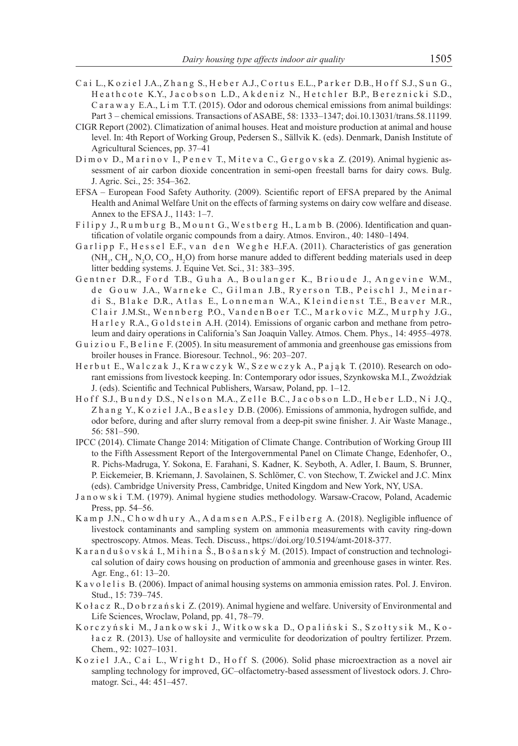Cai L., Koziel J.A., Zhang S., Heber A.J., Cortus E.L., Parker D.B., Hoff S.J., Sun G., Heathcote K.Y., Jacobson L.D., Akdeniz N., Hetchler B.P., Bereznicki S.D., Caraway E.A., Lim T.T. (2015). Odor and odorous chemical emissions from animal buildings: Part 3 – chemical emissions. Transactions of ASABE, 58: 1333–1347; doi.10.13031/trans.58.11199.

CIGR Report (2002). Climatization of animal houses. Heat and moisture production at animal and house level. In: 4th Report of Working Group, Pedersen S., Sällvik K. (eds). Denmark, Danish Institute of Agricultural Sciences, pp. 37–41

Dimov D., Marinov I., Penev T., Miteva C., Gergovska Z. (2019). Animal hygienic assessment of air carbon dioxide concentration in semi-open freestall barns for dairy cows. Bulg. J. Agric. Sci., 25: 354–362.

EFSA – European Food Safety Authority. (2009). Scientific report of EFSA prepared by the Animal Health and Animal Welfare Unit on the effects of farming systems on dairy cow welfare and disease. Annex to the EFSA J., 1143: 1–7.

Filipy J., Rumburg B., Mount G., Westberg H., Lamb B. (2006). Identification and quantification of volatile organic compounds from a dairy. Atmos. Environ., 40: 1480–1494.

Garlipp F., Hessel E.F., van den Weghe H.F.A. (2011). Characteristics of gas generation ($NH_3$, $CH_4$, $N_2O$, $CO_2$, $H_2O$) from horse manure added to different bedding materials used in deep litter bedding systems. J. Equine Vet. Sci., 31: 383–395.

Gentner D.R., Ford T.B., Guha A., Boulanger K., Brioude J., Angevine W.M., de Gouw J.A., Warneke C., Gilman J.B., Ryerson T.B., Peischl J., Meinardi S., Blake D.R., Atlas E., Lonneman W.A., Kleindienst T.E., Beaver M.R., Clair J.M.St., Wennberg P.O., VandenBoer T.C., Markovic M.Z., Murphy J.G., Harley R.A., Goldstein A.H. (2014). Emissions of organic carbon and methane from petroleum and dairy operations in California's San Joaquin Valley. Atmos. Chem. Phys., 14: 4955–4978.

Guiziou F., Beline F. (2005). In situ measurement of ammonia and greenhouse gas emissions from broiler houses in France. Bioresour. Technol., 96: 203–207.

Herbut E., Walczak J., Krawczyk W., Szewczyk A., Pająk T. (2010). Research on odorant emissions from livestock keeping. In: Contemporary odor issues, Szynkowska M.I., Zwoździak J. (eds). Scientific and Technical Publishers, Warsaw, Poland, pp. 1–12.

Hoff S.J., Bundy D.S., Nelson M.A., Zelle B.C., Jacobson L.D., Heber L.D., Ni J.Q., Zhang Y., Koziel J.A., Beasley D.B. (2006). Emissions of ammonia, hydrogen sulfide, and odor before, during and after slurry removal from a deep-pit swine finisher. J. Air Waste Manage., 56: 581–590.

IPCC (2014). Climate Change 2014: Mitigation of Climate Change. Contribution of Working Group III to the Fifth Assessment Report of the Intergovernmental Panel on Climate Change, Edenhofer, O., R. Pichs-Madruga, Y. Sokona, E. Farahani, S. Kadner, K. Seyboth, A. Adler, I. Baum, S. Brunner, P. Eickemeier, B. Kriemann, J. Savolainen, S. Schlömer, C. von Stechow, T. Zwickel and J.C. Minx (eds). Cambridge University Press, Cambridge, United Kingdom and New York, NY, USA.

Janowski T.M. (1979). Animal hygiene studies methodology. Warsaw-Cracow, Poland, Academic Press, pp. 54–56.

Kamp J.N., Chowdhury A., Adamsen A.P.S., Feilberg A. (2018). Negligible influence of livestock contaminants and sampling system on ammonia measurements with cavity ring-down spectroscopy. Atmos. Meas. Tech. Discuss., https://doi.org/10.5194/amt-2018-377.

Karandušovská I., Mihina Š., Bošanský M. (2015). Impact of construction and technological solution of dairy cows housing on production of ammonia and greenhouse gases in winter. Res. Agr. Eng., 61: 13–20.

Kavolelis B. (2006). Impact of animal housing systems on ammonia emission rates. Pol. J. Environ. Stud., 15: 739–745.

Kołacz R., Dobrzański Z. (2019). Animal hygiene and welfare. University of Environmental and Life Sciences, Wroclaw, Poland, pp. 41, 78–79.

Korczyński M., Jankowski J., Witkowska D., Opaliński S., Szołtysik M., Kołacz R. (2013). Use of halloysite and vermiculite for deodorization of poultry fertilizer. Przem. Chem., 92: 1027–1031.

Koziel J.A., Cai L., Wright D., Hoff S. (2006). Solid phase microextraction as a novel air sampling technology for improved, GC–olfactometry-based assessment of livestock odors. J. Chromatogr. Sci., 44: 451–457.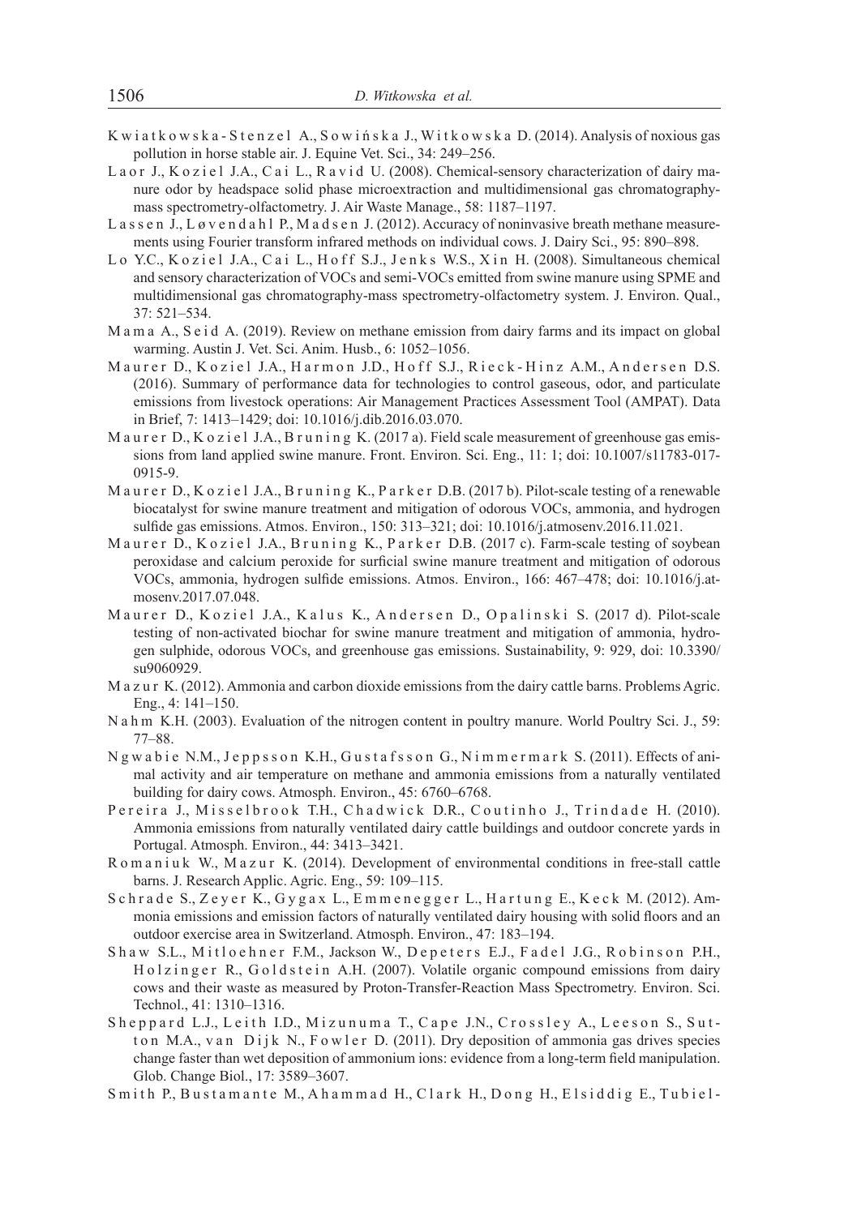Kwiatkowska-Stenzel A., Sowińska J., Witkowska D. (2014). Analysis of noxious gas pollution in horse stable air. J. Equine Vet. Sci., 34: 249–256.

Laor J., Koziel J.A., Cai L., Ravid U. (2008). Chemical-sensory characterization of dairy manure odor by headspace solid phase microextraction and multidimensional gas chromatography-mass spectrometry-olfactometry. J. Air Waste Manage., 58: 1187–1197.

Lassen J., Løvendahl P., Madsen J. (2012). Accuracy of noninvasive breath methane measurements using Fourier transform infrared methods on individual cows. J. Dairy Sci., 95: 890–898.

Lo Y.C., Koziel J.A., Cai L., Hoff S.J., Jenks W.S., Xin H. (2008). Simultaneous chemical and sensory characterization of VOCs and semi-VOCs emitted from swine manure using SPME and multidimensional gas chromatography-mass spectrometry-olfactometry system. J. Environ. Qual., 37: 521–534.

Mama A., Seid A. (2019). Review on methane emission from dairy farms and its impact on global warming. Austin J. Vet. Sci. Anim. Husb., 6: 1052–1056.

Maurer D., Koziel J.A., Harmon J.D., Hoff S.J., Rieck-Hinz A.M., Andersen D.S. (2016). Summary of performance data for technologies to control gaseous, odor, and particulate emissions from livestock operations: Air Management Practices Assessment Tool (AMPAT). Data in Brief, 7: 1413–1429; doi: 10.1016/j.dib.2016.03.070.

Maurer D., Koziel J.A., Bruning K. (2017 a). Field scale measurement of greenhouse gas emissions from land applied swine manure. Front. Environ. Sci. Eng., 11: 1; doi: 10.1007/s11783-017-0915-9.

Maurer D., Koziel J.A., Bruning K., Parker D.B. (2017 b). Pilot-scale testing of a renewable biocatalyst for swine manure treatment and mitigation of odorous VOCs, ammonia, and hydrogen sulfide gas emissions. Atmos. Environ., 150: 313–321; doi: 10.1016/j.atmosenv.2016.11.021.

Maurer D., Koziel J.A., Bruning K., Parker D.B. (2017 c). Farm-scale testing of soybean peroxidase and calcium peroxide for surficial swine manure treatment and mitigation of odorous VOCs, ammonia, hydrogen sulfide emissions. Atmos. Environ., 166: 467–478; doi: 10.1016/j.atmosenv.2017.07.048.

Maurer D., Koziel J.A., Kalus K., Andersen D., Opalinski S. (2017 d). Pilot-scale testing of non-activated biochar for swine manure treatment and mitigation of ammonia, hydrogen sulphide, odorous VOCs, and greenhouse gas emissions. Sustainability, 9: 929, doi: 10.3390/su9060929.

Mazur K. (2012). Ammonia and carbon dioxide emissions from the dairy cattle barns. Problems Agric. Eng., 4: 141–150.

Nahm K.H. (2003). Evaluation of the nitrogen content in poultry manure. World Poultry Sci. J., 59: 77–88.

Ngwabie N.M., Jeppsson K.H., Gustafsson G., Nimmermark S. (2011). Effects of animal activity and air temperature on methane and ammonia emissions from a naturally ventilated building for dairy cows. Atmosph. Environ., 45: 6760–6768.

Pereira J., Misselbrook T.H., Chadwick D.R., Coutinho J., Trindade H. (2010). Ammonia emissions from naturally ventilated dairy cattle buildings and outdoor concrete yards in Portugal. Atmosph. Environ., 44: 3413–3421.

Romaniuk W., Mazur K. (2014). Development of environmental conditions in free-stall cattle barns. J. Research Applic. Agric. Eng., 59: 109–115.

Schrade S., Zeyer K., Gygax L., Emmenegger L., Hartung E., Keck M. (2012). Ammonia emissions and emission factors of naturally ventilated dairy housing with solid floors and an outdoor exercise area in Switzerland. Atmosph. Environ., 47: 183–194.

Shaw S.L., Mitloehner F.M., Jackson W., Depeters E.J., Fadel J.G., Robinson P.H., Holzinger R., Goldstein A.H. (2007). Volatile organic compound emissions from dairy cows and their waste as measured by Proton-Transfer-Reaction Mass Spectrometry. Environ. Sci. Technol., 41: 1310–1316.

Sheppard L.J., Leith I.D., Mizunuma T., Cape J.N., Crossley A., Leeson S., Sutton M.A., van Dijk N., Fowler D. (2011). Dry deposition of ammonia gas drives species change faster than wet deposition of ammonium ions: evidence from a long-term field manipulation. Glob. Change Biol., 17: 3589–3607.

Smith P., Bustamante M., Ahammad H., Clark H., Dong H., Elsiddig E., Tubiel-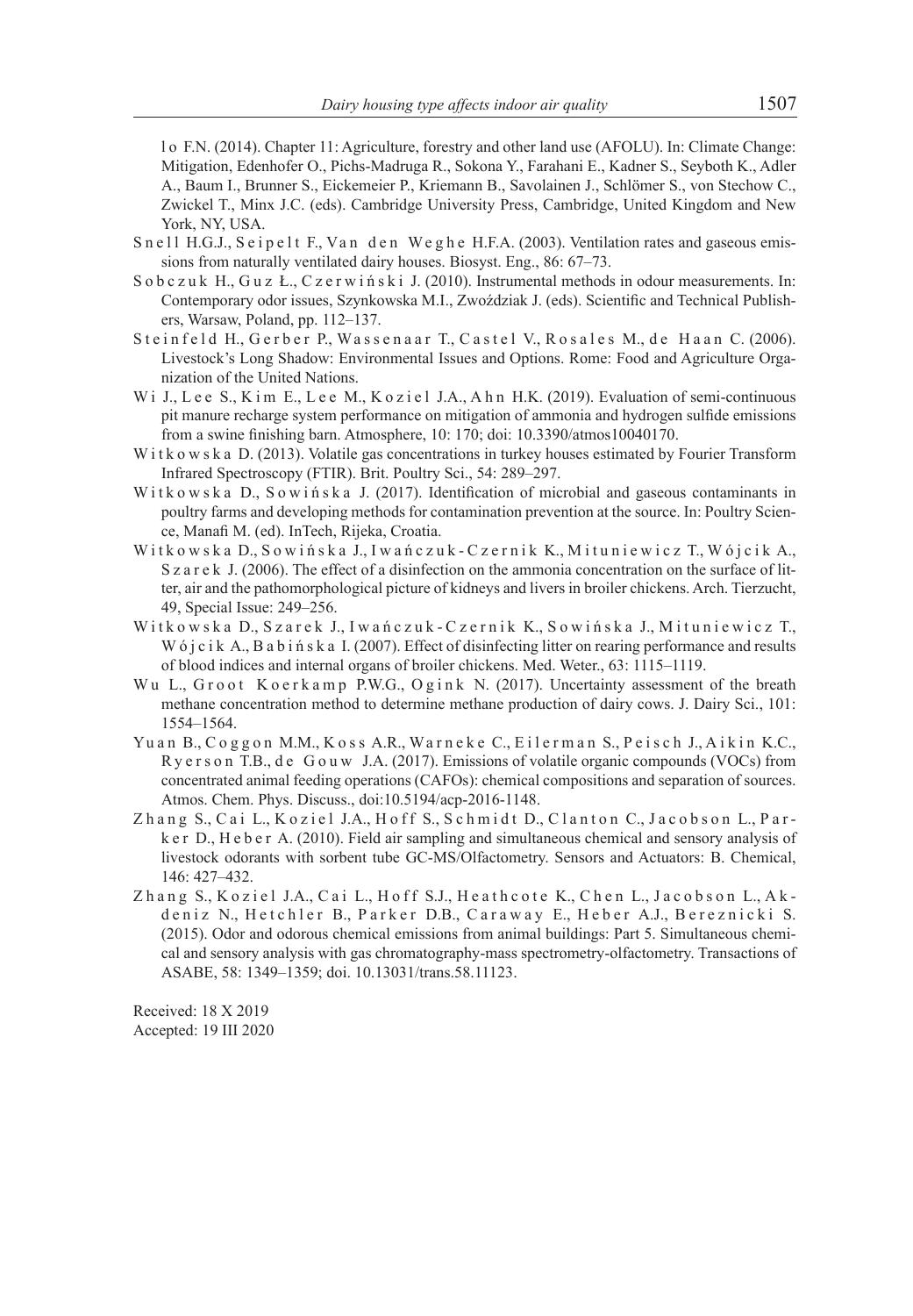lo F.N. (2014). Chapter 11: Agriculture, forestry and other land use (AFOLU). In: Climate Change: Mitigation, Edenhofer O., Pichs-Madruga R., Sokona Y., Farahani E., Kadner S., Seyboth K., Adler A., Baum I., Brunner S., Eickemeier P., Kriemann B., Savolainen J., Schlömer S., von Stechow C., Zwickel T., Minx J.C. (eds). Cambridge University Press, Cambridge, United Kingdom and New York, NY, USA.

Snell H.G.J., Seipelt F., Van den Weghe H.F.A. (2003). Ventilation rates and gaseous emissions from naturally ventilated dairy houses. Biosyst. Eng., 86: 67–73.

Sobczuk H., Guz Ł., Czerwiński J. (2010). Instrumental methods in odour measurements. In: Contemporary odor issues, Szynkowska M.I., Zwoździak J. (eds). Scientific and Technical Publishers, Warsaw, Poland, pp. 112–137.

Steinfeld H., Gerber P., Wassenaar T., Castel V., Rosales M., de Haan C. (2006). Livestock's Long Shadow: Environmental Issues and Options. Rome: Food and Agriculture Organization of the United Nations.

Wi J., Lee S., Kim E., Lee M., Koziel J.A., Ahn H.K. (2019). Evaluation of semi-continuous pit manure recharge system performance on mitigation of ammonia and hydrogen sulfide emissions from a swine finishing barn. Atmosphere, 10: 170; doi: 10.3390/atmos10040170.

Witkowska D. (2013). Volatile gas concentrations in turkey houses estimated by Fourier Transform Infrared Spectroscopy (FTIR). Brit. Poultry Sci., 54: 289–297.

Witkowska D., Sowińska J. (2017). Identification of microbial and gaseous contaminants in poultry farms and developing methods for contamination prevention at the source. In: Poultry Science, Manafi M. (ed). InTech, Rijeka, Croatia.

Witkowska D., Sowińska J., Iwańczuk-Czernik K., Mituniewicz T., Wójcik A., Szarek J. (2006). The effect of a disinfection on the ammonia concentration on the surface of litter, air and the pathomorphological picture of kidneys and livers in broiler chickens. Arch. Tierzucht, 49, Special Issue: 249–256.

Witkowska D., Szarek J., Iwańczuk-Czernik K., Sowińska J., Mituniewicz T., Wójcik A., Babińska I. (2007). Effect of disinfecting litter on rearing performance and results of blood indices and internal organs of broiler chickens. Med. Weter., 63: 1115–1119.

Wu L., Groot Koerkamp P.W.G., Ogink N. (2017). Uncertainty assessment of the breath methane concentration method to determine methane production of dairy cows. J. Dairy Sci., 101: 1554–1564.

Yuan B., Coggon M.M., Koss A.R., Warneke C., Eilerman S., Peisch J., Aikin K.C., Ryerson T.B., de Gouw J.A. (2017). Emissions of volatile organic compounds (VOCs) from concentrated animal feeding operations (CAFOs): chemical compositions and separation of sources. Atmos. Chem. Phys. Discuss., doi:10.5194/acp-2016-1148.

Zhang S., Cai L., Koziel J.A., Hoff S., Schmidt D., Clanton C., Jacobson L., Parker D., Heber A. (2010). Field air sampling and simultaneous chemical and sensory analysis of livestock odorants with sorbent tube GC-MS/Olfactometry. Sensors and Actuators: B. Chemical, 146: 427–432.

Zhang S., Koziel J.A., Cai L., Hoff S.J., Heathcote K., Chen L., Jacobson L., Akdeniz N., Hetchler B., Parker D.B., Caraway E., Heber A.J., Bereznicki S. (2015). Odor and odorous chemical emissions from animal buildings: Part 5. Simultaneous chemical and sensory analysis with gas chromatography-mass spectrometry-olfactometry. Transactions of ASABE, 58: 1349–1359; doi. 10.13031/trans.58.11123.

Received: 18 X 2019
Accepted: 19 III 2020